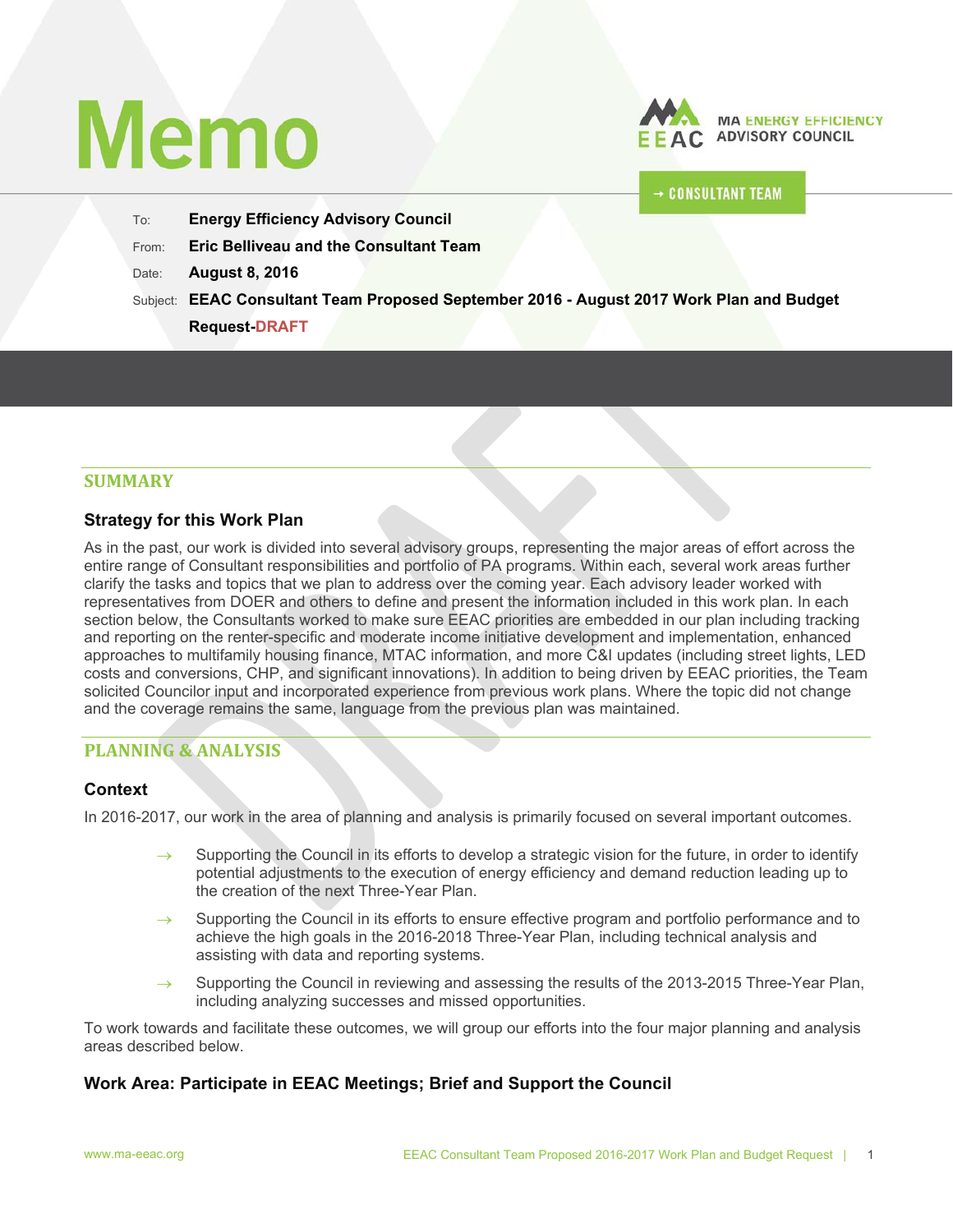# Memo

MA ENERGY EFFICIENCY ADVISORY COUNCIL

→ CONSULTANT TEAM

To: **Energy Efficiency Advisory Council**

From: **Eric Belliveau and the Consultant Team**

Date: **August 8, 2016**

Subject: **EEAC Consultant Team Proposed September 2016 - August 2017 Work Plan and Budget Request-DRAFT**

## SUMMARY

### Strategy for this Work Plan

As in the past, our work is divided into several advisory groups, representing the major areas of effort across the entire range of Consultant responsibilities and portfolio of PA programs. Within each, several work areas further clarify the tasks and topics that we plan to address over the coming year. Each advisory leader worked with representatives from DOER and others to define and present the information included in this work plan. In each section below, the Consultants worked to make sure EEAC priorities are embedded in our plan including tracking and reporting on the renter-specific and moderate income initiative development and implementation, enhanced approaches to multifamily housing finance, MTAC information, and more C&I updates (including street lights, LED costs and conversions, CHP, and significant innovations). In addition to being driven by EEAC priorities, the Team solicited Councilor input and incorporated experience from previous work plans. Where the topic did not change and the coverage remains the same, language from the previous plan was maintained.

## PLANNING & ANALYSIS

### Context

In 2016-2017, our work in the area of planning and analysis is primarily focused on several important outcomes.

- → Supporting the Council in its efforts to develop a strategic vision for the future, in order to identify potential adjustments to the execution of energy efficiency and demand reduction leading up to the creation of the next Three-Year Plan.
- → Supporting the Council in its efforts to ensure effective program and portfolio performance and to achieve the high goals in the 2016-2018 Three-Year Plan, including technical analysis and assisting with data and reporting systems.
- → Supporting the Council in reviewing and assessing the results of the 2013-2015 Three-Year Plan, including analyzing successes and missed opportunities.

To work towards and facilitate these outcomes, we will group our efforts into the four major planning and analysis areas described below.

### Work Area: Participate in EEAC Meetings; Brief and Support the Council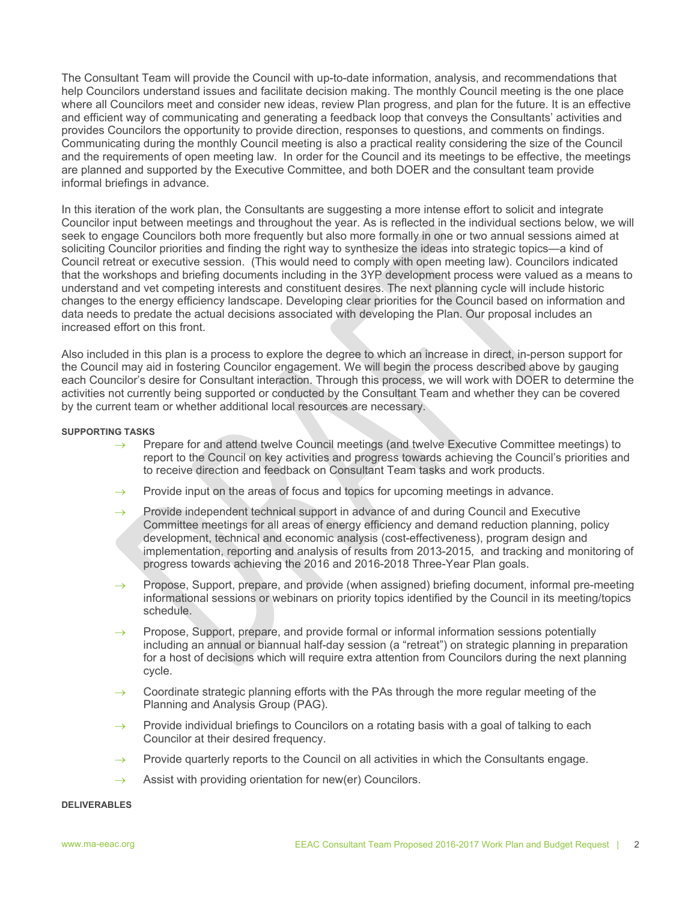The Consultant Team will provide the Council with up-to-date information, analysis, and recommendations that help Councilors understand issues and facilitate decision making. The monthly Council meeting is the one place where all Councilors meet and consider new ideas, review Plan progress, and plan for the future. It is an effective and efficient way of communicating and generating a feedback loop that conveys the Consultants' activities and provides Councilors the opportunity to provide direction, responses to questions, and comments on findings. Communicating during the monthly Council meeting is also a practical reality considering the size of the Council and the requirements of open meeting law. In order for the Council and its meetings to be effective, the meetings are planned and supported by the Executive Committee, and both DOER and the consultant team provide informal briefings in advance.

In this iteration of the work plan, the Consultants are suggesting a more intense effort to solicit and integrate Councilor input between meetings and throughout the year. As is reflected in the individual sections below, we will seek to engage Councilors both more frequently but also more formally in one or two annual sessions aimed at soliciting Councilor priorities and finding the right way to synthesize the ideas into strategic topics—a kind of Council retreat or executive session. (This would need to comply with open meeting law). Councilors indicated that the workshops and briefing documents including in the 3YP development process were valued as a means to understand and vet competing interests and constituent desires. The next planning cycle will include historic changes to the energy efficiency landscape. Developing clear priorities for the Council based on information and data needs to predate the actual decisions associated with developing the Plan. Our proposal includes an increased effort on this front.

Also included in this plan is a process to explore the degree to which an increase in direct, in-person support for the Council may aid in fostering Councilor engagement. We will begin the process described above by gauging each Councilor's desire for Consultant interaction. Through this process, we will work with DOER to determine the activities not currently being supported or conducted by the Consultant Team and whether they can be covered by the current team or whether additional local resources are necessary.

#### SUPPORTING TASKS

- → Prepare for and attend twelve Council meetings (and twelve Executive Committee meetings) to report to the Council on key activities and progress towards achieving the Council's priorities and to receive direction and feedback on Consultant Team tasks and work products.
- → Provide input on the areas of focus and topics for upcoming meetings in advance.
- → Provide independent technical support in advance of and during Council and Executive Committee meetings for all areas of energy efficiency and demand reduction planning, policy development, technical and economic analysis (cost-effectiveness), program design and implementation, reporting and analysis of results from 2013-2015, and tracking and monitoring of progress towards achieving the 2016 and 2016-2018 Three-Year Plan goals.
- → Propose, Support, prepare, and provide (when assigned) briefing document, informal pre-meeting informational sessions or webinars on priority topics identified by the Council in its meeting/topics schedule.
- → Propose, Support, prepare, and provide formal or informal information sessions potentially including an annual or biannual half-day session (a "retreat") on strategic planning in preparation for a host of decisions which will require extra attention from Councilors during the next planning cycle.
- → Coordinate strategic planning efforts with the PAs through the more regular meeting of the Planning and Analysis Group (PAG).
- → Provide individual briefings to Councilors on a rotating basis with a goal of talking to each Councilor at their desired frequency.
- → Provide quarterly reports to the Council on all activities in which the Consultants engage.
- → Assist with providing orientation for new(er) Councilors.

#### DELIVERABLES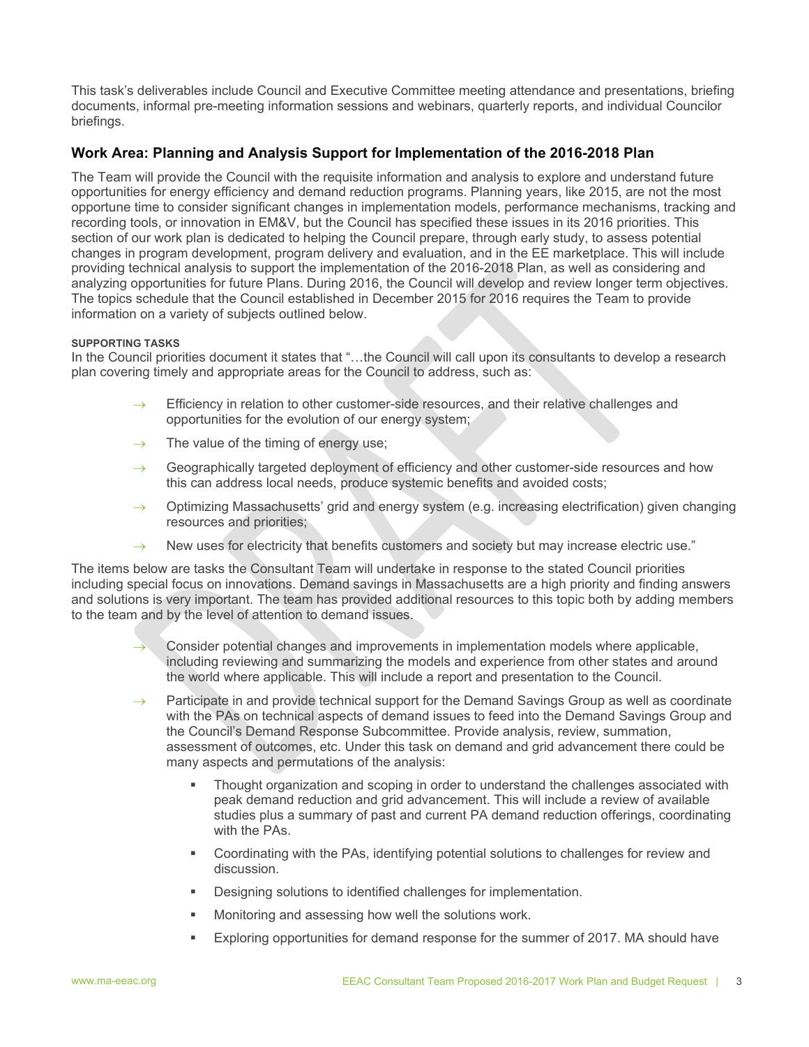This task's deliverables include Council and Executive Committee meeting attendance and presentations, briefing documents, informal pre-meeting information sessions and webinars, quarterly reports, and individual Councilor briefings.

## Work Area: Planning and Analysis Support for Implementation of the 2016-2018 Plan

The Team will provide the Council with the requisite information and analysis to explore and understand future opportunities for energy efficiency and demand reduction programs. Planning years, like 2015, are not the most opportune time to consider significant changes in implementation models, performance mechanisms, tracking and recording tools, or innovation in EM&V, but the Council has specified these issues in its 2016 priorities. This section of our work plan is dedicated to helping the Council prepare, through early study, to assess potential changes in program development, program delivery and evaluation, and in the EE marketplace. This will include providing technical analysis to support the implementation of the 2016-2018 Plan, as well as considering and analyzing opportunities for future Plans. During 2016, the Council will develop and review longer term objectives. The topics schedule that the Council established in December 2015 for 2016 requires the Team to provide information on a variety of subjects outlined below.

**SUPPORTING TASKS**

In the Council priorities document it states that "…the Council will call upon its consultants to develop a research plan covering timely and appropriate areas for the Council to address, such as:

- → Efficiency in relation to other customer-side resources, and their relative challenges and opportunities for the evolution of our energy system;
- → The value of the timing of energy use;
- → Geographically targeted deployment of efficiency and other customer-side resources and how this can address local needs, produce systemic benefits and avoided costs;
- → Optimizing Massachusetts' grid and energy system (e.g. increasing electrification) given changing resources and priorities;
- → New uses for electricity that benefits customers and society but may increase electric use."

The items below are tasks the Consultant Team will undertake in response to the stated Council priorities including special focus on innovations. Demand savings in Massachusetts are a high priority and finding answers and solutions is very important. The team has provided additional resources to this topic both by adding members to the team and by the level of attention to demand issues.

- → Consider potential changes and improvements in implementation models where applicable, including reviewing and summarizing the models and experience from other states and around the world where applicable. This will include a report and presentation to the Council.
- → Participate in and provide technical support for the Demand Savings Group as well as coordinate with the PAs on technical aspects of demand issues to feed into the Demand Savings Group and the Council's Demand Response Subcommittee. Provide analysis, review, summation, assessment of outcomes, etc. Under this task on demand and grid advancement there could be many aspects and permutations of the analysis:
    - Thought organization and scoping in order to understand the challenges associated with peak demand reduction and grid advancement. This will include a review of available studies plus a summary of past and current PA demand reduction offerings, coordinating with the PAs.
    - Coordinating with the PAs, identifying potential solutions to challenges for review and discussion.
    - Designing solutions to identified challenges for implementation.
    - Monitoring and assessing how well the solutions work.
    - Exploring opportunities for demand response for the summer of 2017. MA should have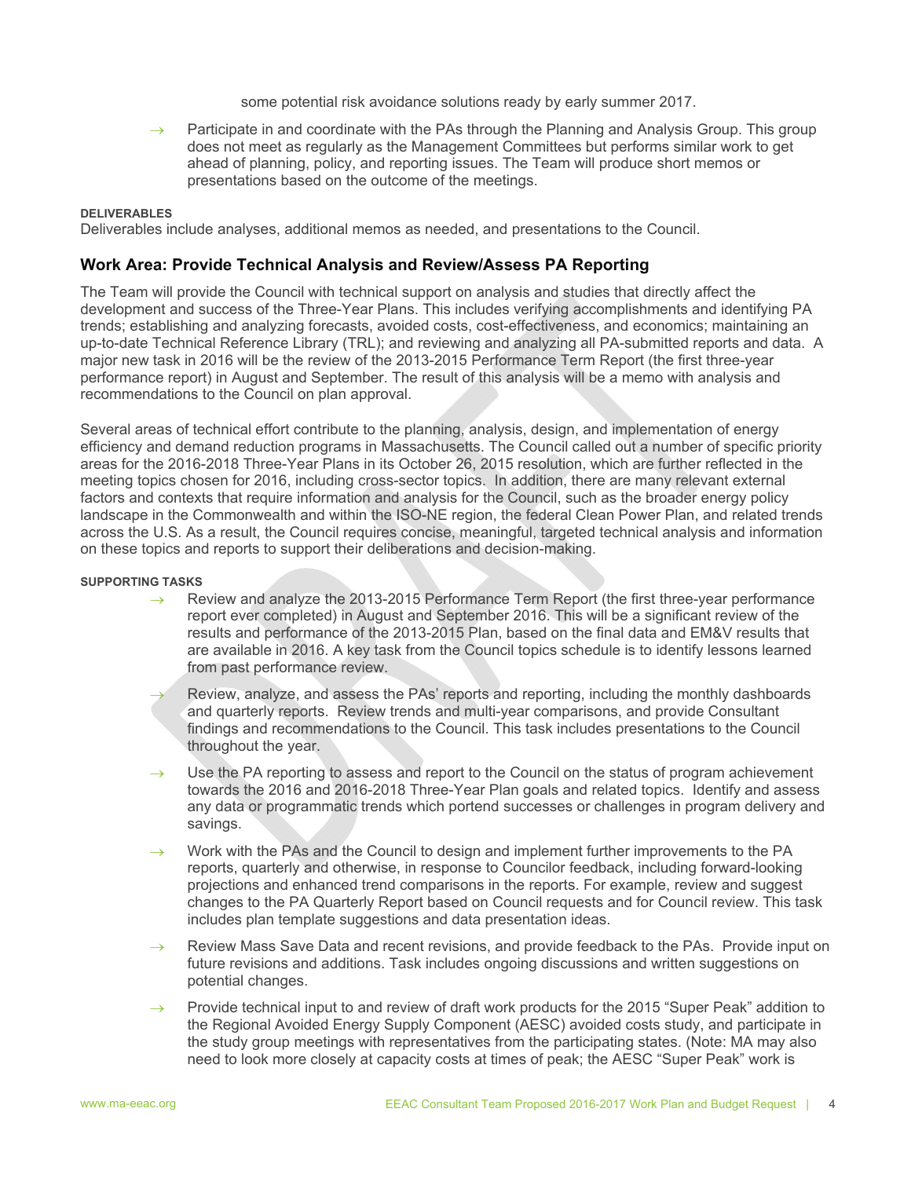some potential risk avoidance solutions ready by early summer 2017.

- Participate in and coordinate with the PAs through the Planning and Analysis Group. This group does not meet as regularly as the Management Committees but performs similar work to get ahead of planning, policy, and reporting issues. The Team will produce short memos or presentations based on the outcome of the meetings.

**DELIVERABLES**

Deliverables include analyses, additional memos as needed, and presentations to the Council.

## Work Area: Provide Technical Analysis and Review/Assess PA Reporting

The Team will provide the Council with technical support on analysis and studies that directly affect the development and success of the Three-Year Plans. This includes verifying accomplishments and identifying PA trends; establishing and analyzing forecasts, avoided costs, cost-effectiveness, and economics; maintaining an up-to-date Technical Reference Library (TRL); and reviewing and analyzing all PA-submitted reports and data. A major new task in 2016 will be the review of the 2013-2015 Performance Term Report (the first three-year performance report) in August and September. The result of this analysis will be a memo with analysis and recommendations to the Council on plan approval.

Several areas of technical effort contribute to the planning, analysis, design, and implementation of energy efficiency and demand reduction programs in Massachusetts. The Council called out a number of specific priority areas for the 2016-2018 Three-Year Plans in its October 26, 2015 resolution, which are further reflected in the meeting topics chosen for 2016, including cross-sector topics. In addition, there are many relevant external factors and contexts that require information and analysis for the Council, such as the broader energy policy landscape in the Commonwealth and within the ISO-NE region, the federal Clean Power Plan, and related trends across the U.S. As a result, the Council requires concise, meaningful, targeted technical analysis and information on these topics and reports to support their deliberations and decision-making.

**SUPPORTING TASKS**

- Review and analyze the 2013-2015 Performance Term Report (the first three-year performance report ever completed) in August and September 2016. This will be a significant review of the results and performance of the 2013-2015 Plan, based on the final data and EM&V results that are available in 2016. A key task from the Council topics schedule is to identify lessons learned from past performance review.
- Review, analyze, and assess the PAs' reports and reporting, including the monthly dashboards and quarterly reports. Review trends and multi-year comparisons, and provide Consultant findings and recommendations to the Council. This task includes presentations to the Council throughout the year.
- Use the PA reporting to assess and report to the Council on the status of program achievement towards the 2016 and 2016-2018 Three-Year Plan goals and related topics. Identify and assess any data or programmatic trends which portend successes or challenges in program delivery and savings.
- Work with the PAs and the Council to design and implement further improvements to the PA reports, quarterly and otherwise, in response to Councilor feedback, including forward-looking projections and enhanced trend comparisons in the reports. For example, review and suggest changes to the PA Quarterly Report based on Council requests and for Council review. This task includes plan template suggestions and data presentation ideas.
- Review Mass Save Data and recent revisions, and provide feedback to the PAs. Provide input on future revisions and additions. Task includes ongoing discussions and written suggestions on potential changes.
- Provide technical input to and review of draft work products for the 2015 "Super Peak" addition to the Regional Avoided Energy Supply Component (AESC) avoided costs study, and participate in the study group meetings with representatives from the participating states. (Note: MA may also need to look more closely at capacity costs at times of peak; the AESC "Super Peak" work is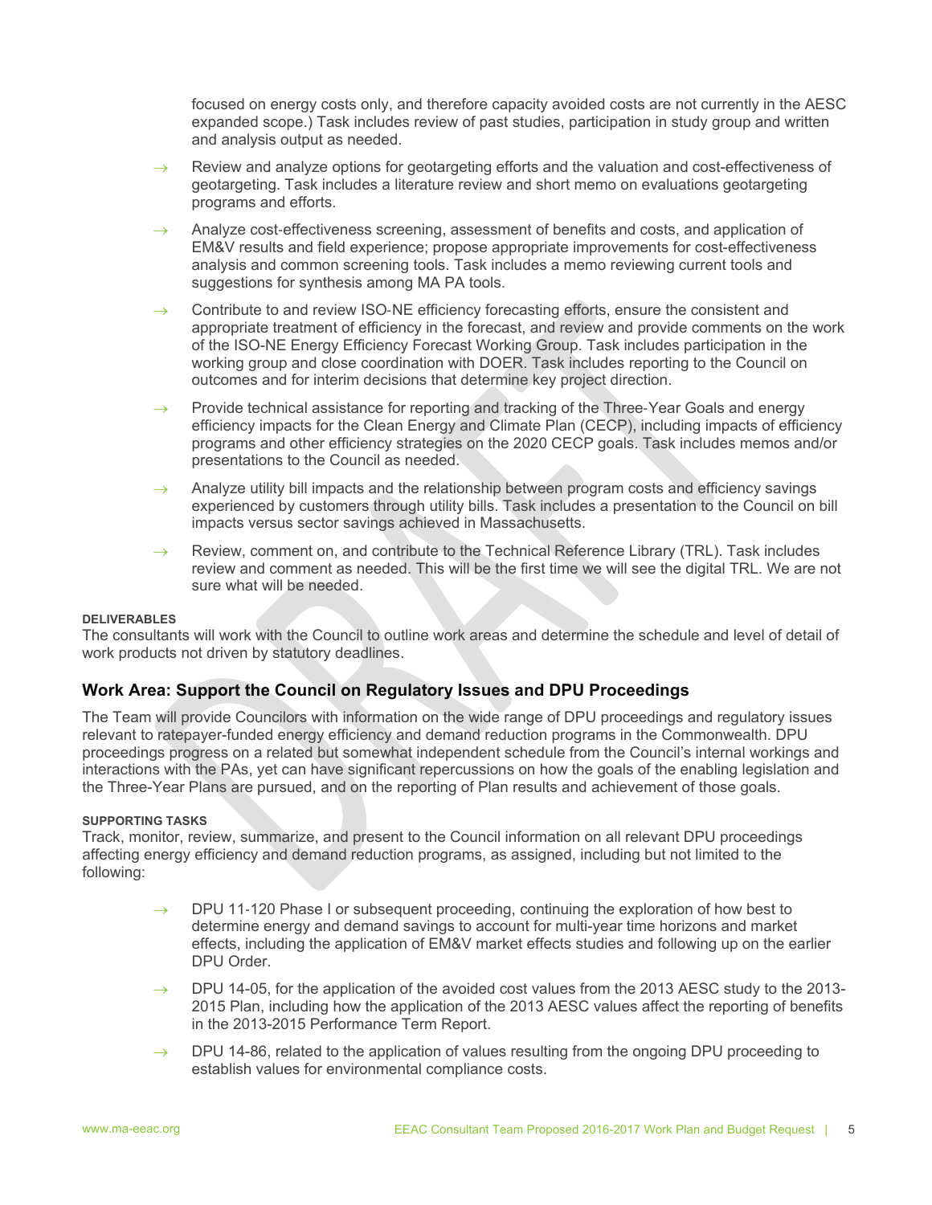focused on energy costs only, and therefore capacity avoided costs are not currently in the AESC expanded scope.) Task includes review of past studies, participation in study group and written and analysis output as needed.

- Review and analyze options for geotargeting efforts and the valuation and cost-effectiveness of geotargeting. Task includes a literature review and short memo on evaluations geotargeting programs and efforts.
- Analyze cost-effectiveness screening, assessment of benefits and costs, and application of EM&V results and field experience; propose appropriate improvements for cost-effectiveness analysis and common screening tools. Task includes a memo reviewing current tools and suggestions for synthesis among MA PA tools.
- Contribute to and review ISO-NE efficiency forecasting efforts, ensure the consistent and appropriate treatment of efficiency in the forecast, and review and provide comments on the work of the ISO-NE Energy Efficiency Forecast Working Group. Task includes participation in the working group and close coordination with DOER. Task includes reporting to the Council on outcomes and for interim decisions that determine key project direction.
- Provide technical assistance for reporting and tracking of the Three-Year Goals and energy efficiency impacts for the Clean Energy and Climate Plan (CECP), including impacts of efficiency programs and other efficiency strategies on the 2020 CECP goals. Task includes memos and/or presentations to the Council as needed.
- Analyze utility bill impacts and the relationship between program costs and efficiency savings experienced by customers through utility bills. Task includes a presentation to the Council on bill impacts versus sector savings achieved in Massachusetts.
- Review, comment on, and contribute to the Technical Reference Library (TRL). Task includes review and comment as needed. This will be the first time we will see the digital TRL. We are not sure what will be needed.

**DELIVERABLES**

The consultants will work with the Council to outline work areas and determine the schedule and level of detail of work products not driven by statutory deadlines.

## Work Area: Support the Council on Regulatory Issues and DPU Proceedings

The Team will provide Councilors with information on the wide range of DPU proceedings and regulatory issues relevant to ratepayer-funded energy efficiency and demand reduction programs in the Commonwealth. DPU proceedings progress on a related but somewhat independent schedule from the Council's internal workings and interactions with the PAs, yet can have significant repercussions on how the goals of the enabling legislation and the Three-Year Plans are pursued, and on the reporting of Plan results and achievement of those goals.

**SUPPORTING TASKS**

Track, monitor, review, summarize, and present to the Council information on all relevant DPU proceedings affecting energy efficiency and demand reduction programs, as assigned, including but not limited to the following:

- DPU 11-120 Phase I or subsequent proceeding, continuing the exploration of how best to determine energy and demand savings to account for multi-year time horizons and market effects, including the application of EM&V market effects studies and following up on the earlier DPU Order.
- DPU 14-05, for the application of the avoided cost values from the 2013 AESC study to the 2013-2015 Plan, including how the application of the 2013 AESC values affect the reporting of benefits in the 2013-2015 Performance Term Report.
- DPU 14-86, related to the application of values resulting from the ongoing DPU proceeding to establish values for environmental compliance costs.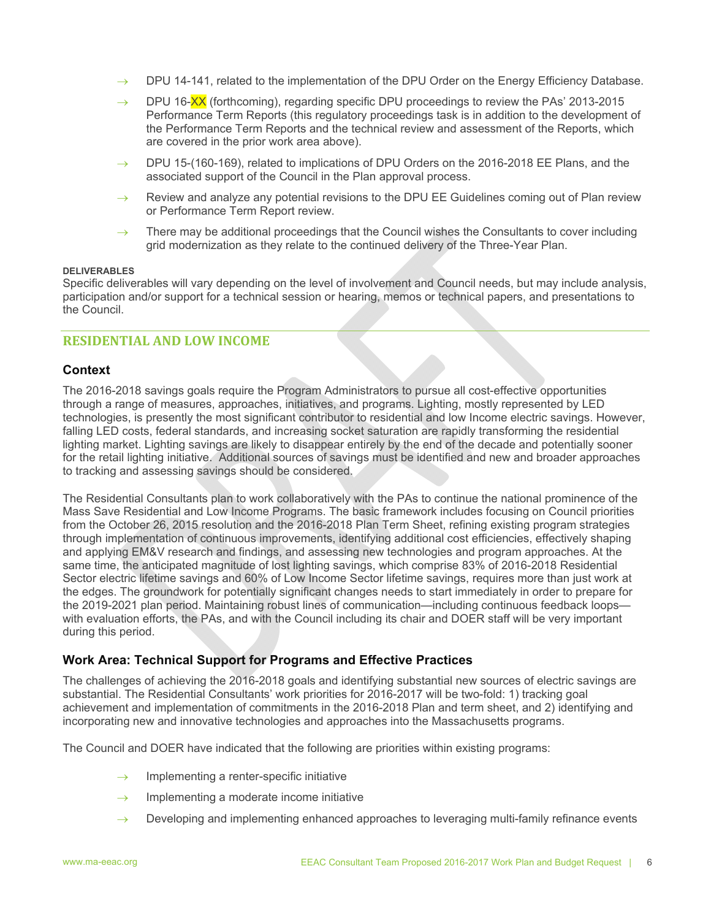- DPU 14-141, related to the implementation of the DPU Order on the Energy Efficiency Database.
- DPU 16-XX (forthcoming), regarding specific DPU proceedings to review the PAs' 2013-2015 Performance Term Reports (this regulatory proceedings task is in addition to the development of the Performance Term Reports and the technical review and assessment of the Reports, which are covered in the prior work area above).
- DPU 15-(160-169), related to implications of DPU Orders on the 2016-2018 EE Plans, and the associated support of the Council in the Plan approval process.
- Review and analyze any potential revisions to the DPU EE Guidelines coming out of Plan review or Performance Term Report review.
- There may be additional proceedings that the Council wishes the Consultants to cover including grid modernization as they relate to the continued delivery of the Three-Year Plan.

**DELIVERABLES**

Specific deliverables will vary depending on the level of involvement and Council needs, but may include analysis, participation and/or support for a technical session or hearing, memos or technical papers, and presentations to the Council.

## RESIDENTIAL AND LOW INCOME

### Context

The 2016-2018 savings goals require the Program Administrators to pursue all cost-effective opportunities through a range of measures, approaches, initiatives, and programs. Lighting, mostly represented by LED technologies, is presently the most significant contributor to residential and low Income electric savings. However, falling LED costs, federal standards, and increasing socket saturation are rapidly transforming the residential lighting market. Lighting savings are likely to disappear entirely by the end of the decade and potentially sooner for the retail lighting initiative. Additional sources of savings must be identified and new and broader approaches to tracking and assessing savings should be considered.

The Residential Consultants plan to work collaboratively with the PAs to continue the national prominence of the Mass Save Residential and Low Income Programs. The basic framework includes focusing on Council priorities from the October 26, 2015 resolution and the 2016-2018 Plan Term Sheet, refining existing program strategies through implementation of continuous improvements, identifying additional cost efficiencies, effectively shaping and applying EM&V research and findings, and assessing new technologies and program approaches. At the same time, the anticipated magnitude of lost lighting savings, which comprise 83% of 2016-2018 Residential Sector electric lifetime savings and 60% of Low Income Sector lifetime savings, requires more than just work at the edges. The groundwork for potentially significant changes needs to start immediately in order to prepare for the 2019-2021 plan period. Maintaining robust lines of communication—including continuous feedback loops—with evaluation efforts, the PAs, and with the Council including its chair and DOER staff will be very important during this period.

### Work Area: Technical Support for Programs and Effective Practices

The challenges of achieving the 2016-2018 goals and identifying substantial new sources of electric savings are substantial. The Residential Consultants' work priorities for 2016-2017 will be two-fold: 1) tracking goal achievement and implementation of commitments in the 2016-2018 Plan and term sheet, and 2) identifying and incorporating new and innovative technologies and approaches into the Massachusetts programs.

The Council and DOER have indicated that the following are priorities within existing programs:

- Implementing a renter-specific initiative
- Implementing a moderate income initiative
- Developing and implementing enhanced approaches to leveraging multi-family refinance events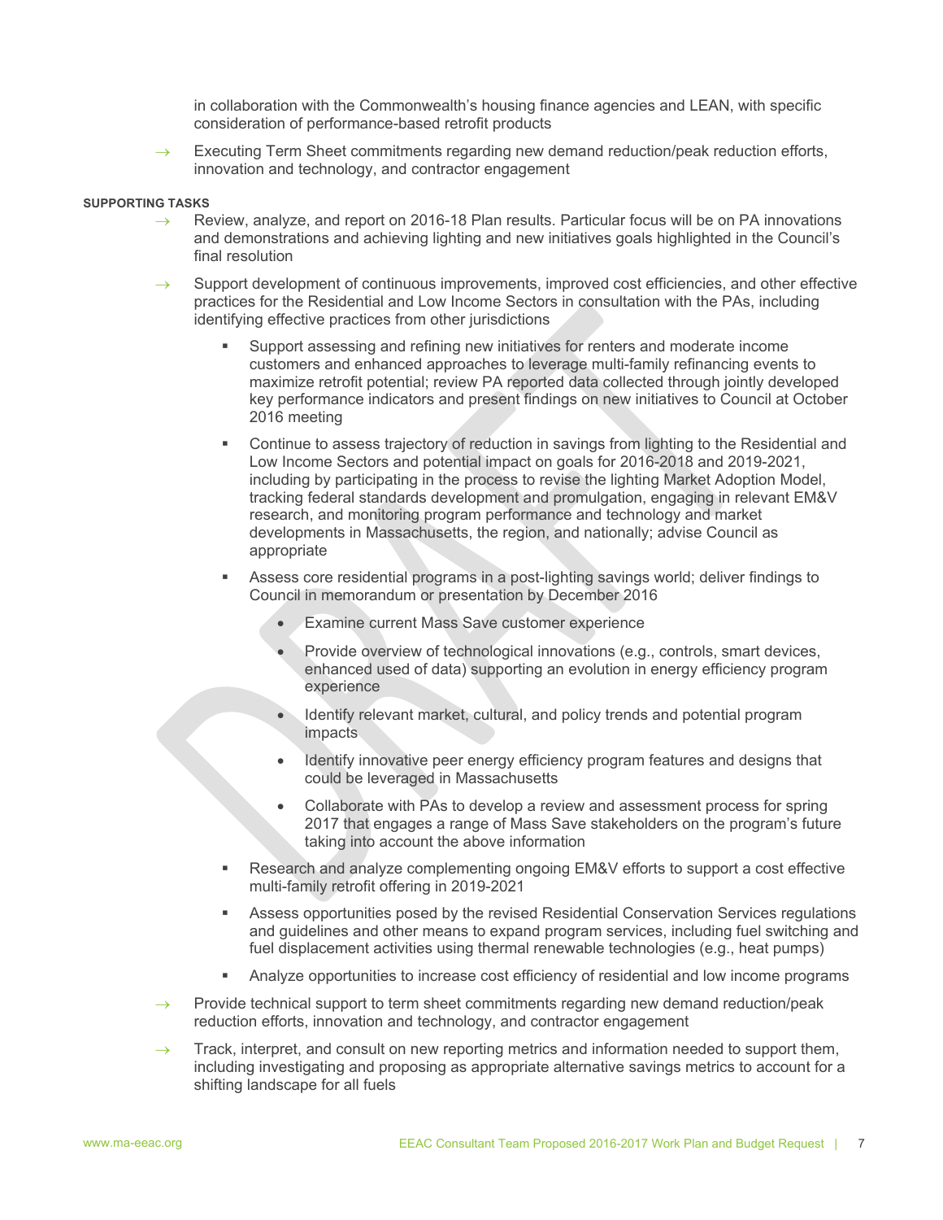in collaboration with the Commonwealth's housing finance agencies and LEAN, with specific consideration of performance-based retrofit products

- Executing Term Sheet commitments regarding new demand reduction/peak reduction efforts, innovation and technology, and contractor engagement

**SUPPORTING TASKS**

- Review, analyze, and report on 2016-18 Plan results. Particular focus will be on PA innovations and demonstrations and achieving lighting and new initiatives goals highlighted in the Council's final resolution
- Support development of continuous improvements, improved cost efficiencies, and other effective practices for the Residential and Low Income Sectors in consultation with the PAs, including identifying effective practices from other jurisdictions
    - Support assessing and refining new initiatives for renters and moderate income customers and enhanced approaches to leverage multi-family refinancing events to maximize retrofit potential; review PA reported data collected through jointly developed key performance indicators and present findings on new initiatives to Council at October 2016 meeting
    - Continue to assess trajectory of reduction in savings from lighting to the Residential and Low Income Sectors and potential impact on goals for 2016-2018 and 2019-2021, including by participating in the process to revise the lighting Market Adoption Model, tracking federal standards development and promulgation, engaging in relevant EM&V research, and monitoring program performance and technology and market developments in Massachusetts, the region, and nationally; advise Council as appropriate
    - Assess core residential programs in a post-lighting savings world; deliver findings to Council in memorandum or presentation by December 2016
        - Examine current Mass Save customer experience
        - Provide overview of technological innovations (e.g., controls, smart devices, enhanced used of data) supporting an evolution in energy efficiency program experience
        - Identify relevant market, cultural, and policy trends and potential program impacts
        - Identify innovative peer energy efficiency program features and designs that could be leveraged in Massachusetts
        - Collaborate with PAs to develop a review and assessment process for spring 2017 that engages a range of Mass Save stakeholders on the program's future taking into account the above information
    - Research and analyze complementing ongoing EM&V efforts to support a cost effective multi-family retrofit offering in 2019-2021
    - Assess opportunities posed by the revised Residential Conservation Services regulations and guidelines and other means to expand program services, including fuel switching and fuel displacement activities using thermal renewable technologies (e.g., heat pumps)
    - Analyze opportunities to increase cost efficiency of residential and low income programs
- Provide technical support to term sheet commitments regarding new demand reduction/peak reduction efforts, innovation and technology, and contractor engagement
- Track, interpret, and consult on new reporting metrics and information needed to support them, including investigating and proposing as appropriate alternative savings metrics to account for a shifting landscape for all fuels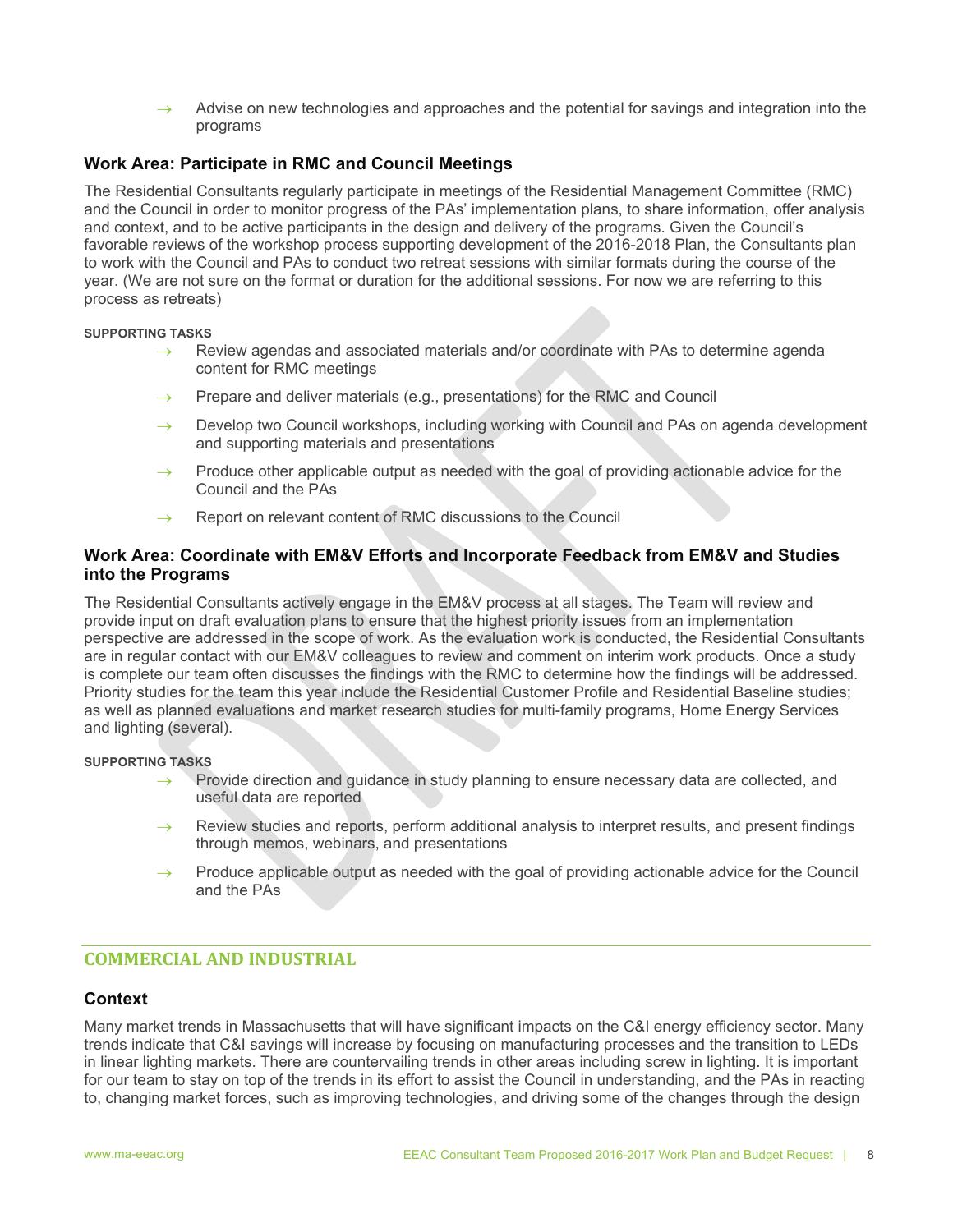- → Advise on new technologies and approaches and the potential for savings and integration into the programs

### Work Area: Participate in RMC and Council Meetings

The Residential Consultants regularly participate in meetings of the Residential Management Committee (RMC) and the Council in order to monitor progress of the PAs' implementation plans, to share information, offer analysis and context, and to be active participants in the design and delivery of the programs. Given the Council's favorable reviews of the workshop process supporting development of the 2016-2018 Plan, the Consultants plan to work with the Council and PAs to conduct two retreat sessions with similar formats during the course of the year. (We are not sure on the format or duration for the additional sessions. For now we are referring to this process as retreats)

**SUPPORTING TASKS**

- → Review agendas and associated materials and/or coordinate with PAs to determine agenda content for RMC meetings
- → Prepare and deliver materials (e.g., presentations) for the RMC and Council
- → Develop two Council workshops, including working with Council and PAs on agenda development and supporting materials and presentations
- → Produce other applicable output as needed with the goal of providing actionable advice for the Council and the PAs
- → Report on relevant content of RMC discussions to the Council

### Work Area: Coordinate with EM&V Efforts and Incorporate Feedback from EM&V and Studies into the Programs

The Residential Consultants actively engage in the EM&V process at all stages. The Team will review and provide input on draft evaluation plans to ensure that the highest priority issues from an implementation perspective are addressed in the scope of work. As the evaluation work is conducted, the Residential Consultants are in regular contact with our EM&V colleagues to review and comment on interim work products. Once a study is complete our team often discusses the findings with the RMC to determine how the findings will be addressed. Priority studies for the team this year include the Residential Customer Profile and Residential Baseline studies; as well as planned evaluations and market research studies for multi-family programs, Home Energy Services and lighting (several).

**SUPPORTING TASKS**

- → Provide direction and guidance in study planning to ensure necessary data are collected, and useful data are reported
- → Review studies and reports, perform additional analysis to interpret results, and present findings through memos, webinars, and presentations
- → Produce applicable output as needed with the goal of providing actionable advice for the Council and the PAs

## COMMERCIAL AND INDUSTRIAL

### Context

Many market trends in Massachusetts that will have significant impacts on the C&I energy efficiency sector. Many trends indicate that C&I savings will increase by focusing on manufacturing processes and the transition to LEDs in linear lighting markets. There are countervailing trends in other areas including screw in lighting. It is important for our team to stay on top of the trends in its effort to assist the Council in understanding, and the PAs in reacting to, changing market forces, such as improving technologies, and driving some of the changes through the design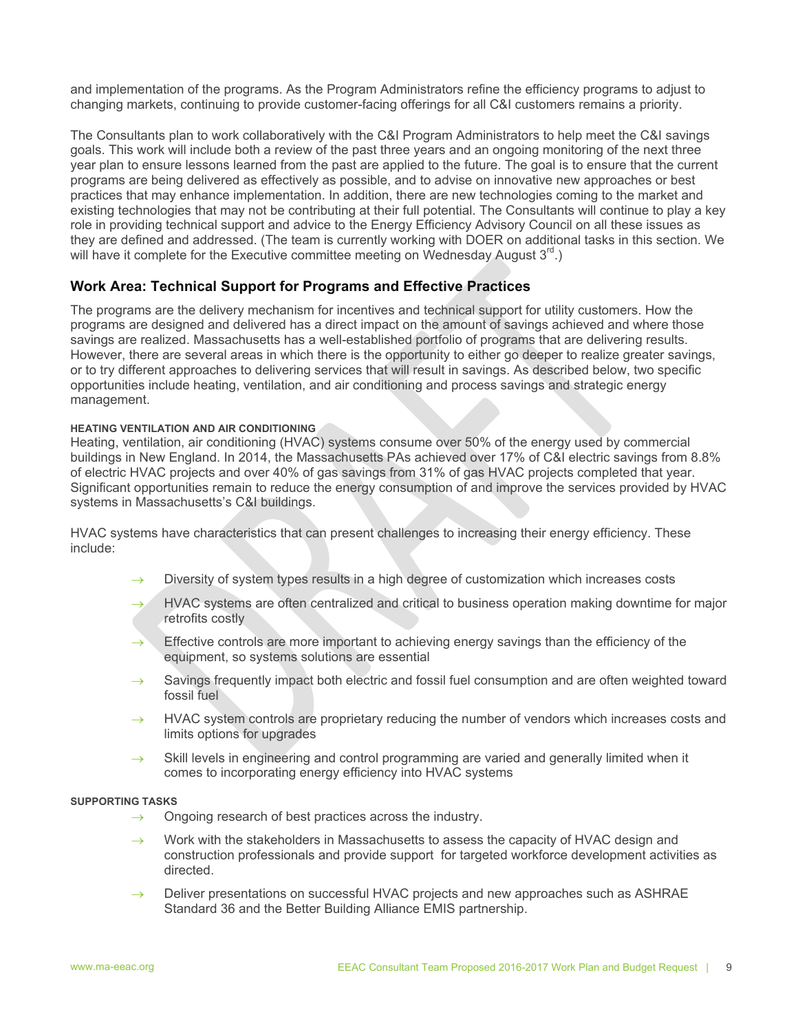and implementation of the programs. As the Program Administrators refine the efficiency programs to adjust to changing markets, continuing to provide customer-facing offerings for all C&I customers remains a priority.

The Consultants plan to work collaboratively with the C&I Program Administrators to help meet the C&I savings goals. This work will include both a review of the past three years and an ongoing monitoring of the next three year plan to ensure lessons learned from the past are applied to the future. The goal is to ensure that the current programs are being delivered as effectively as possible, and to advise on innovative new approaches or best practices that may enhance implementation. In addition, there are new technologies coming to the market and existing technologies that may not be contributing at their full potential. The Consultants will continue to play a key role in providing technical support and advice to the Energy Efficiency Advisory Council on all these issues as they are defined and addressed. (The team is currently working with DOER on additional tasks in this section. We will have it complete for the Executive committee meeting on Wednesday August 3rd.)

## Work Area: Technical Support for Programs and Effective Practices

The programs are the delivery mechanism for incentives and technical support for utility customers. How the programs are designed and delivered has a direct impact on the amount of savings achieved and where those savings are realized. Massachusetts has a well-established portfolio of programs that are delivering results. However, there are several areas in which there is the opportunity to either go deeper to realize greater savings, or to try different approaches to delivering services that will result in savings. As described below, two specific opportunities include heating, ventilation, and air conditioning and process savings and strategic energy management.

#### HEATING VENTILATION AND AIR CONDITIONING

Heating, ventilation, air conditioning (HVAC) systems consume over 50% of the energy used by commercial buildings in New England. In 2014, the Massachusetts PAs achieved over 17% of C&I electric savings from 8.8% of electric HVAC projects and over 40% of gas savings from 31% of gas HVAC projects completed that year. Significant opportunities remain to reduce the energy consumption of and improve the services provided by HVAC systems in Massachusetts's C&I buildings.

HVAC systems have characteristics that can present challenges to increasing their energy efficiency. These include:

- Diversity of system types results in a high degree of customization which increases costs
- HVAC systems are often centralized and critical to business operation making downtime for major retrofits costly
- Effective controls are more important to achieving energy savings than the efficiency of the equipment, so systems solutions are essential
- Savings frequently impact both electric and fossil fuel consumption and are often weighted toward fossil fuel
- HVAC system controls are proprietary reducing the number of vendors which increases costs and limits options for upgrades
- Skill levels in engineering and control programming are varied and generally limited when it comes to incorporating energy efficiency into HVAC systems

#### SUPPORTING TASKS

- Ongoing research of best practices across the industry.
- Work with the stakeholders in Massachusetts to assess the capacity of HVAC design and construction professionals and provide support for targeted workforce development activities as directed.
- Deliver presentations on successful HVAC projects and new approaches such as ASHRAE Standard 36 and the Better Building Alliance EMIS partnership.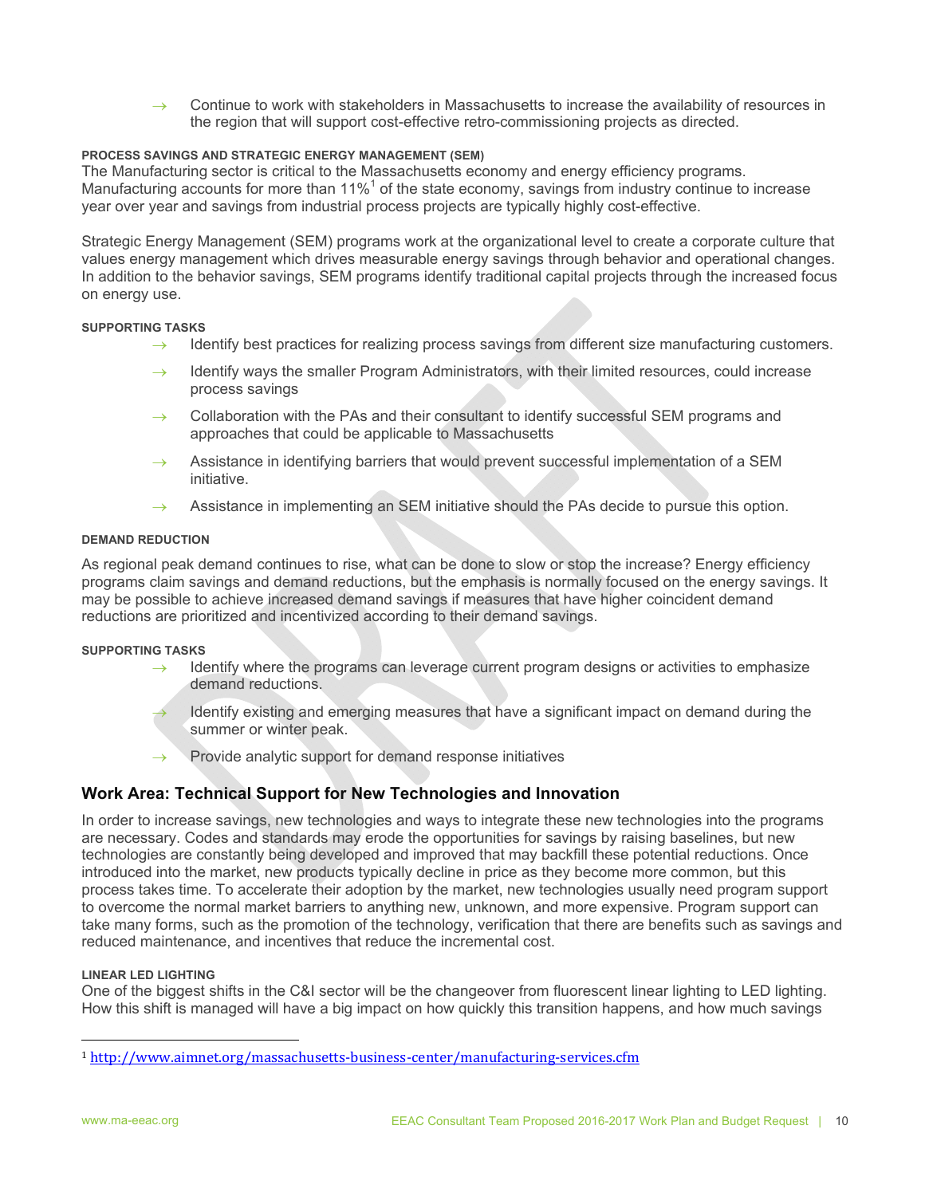- Continue to work with stakeholders in Massachusetts to increase the availability of resources in the region that will support cost-effective retro-commissioning projects as directed.

#### PROCESS SAVINGS AND STRATEGIC ENERGY MANAGEMENT (SEM)

The Manufacturing sector is critical to the Massachusetts economy and energy efficiency programs. Manufacturing accounts for more than 11%[1] of the state economy, savings from industry continue to increase year over year and savings from industrial process projects are typically highly cost-effective.

Strategic Energy Management (SEM) programs work at the organizational level to create a corporate culture that values energy management which drives measurable energy savings through behavior and operational changes. In addition to the behavior savings, SEM programs identify traditional capital projects through the increased focus on energy use.

##### SUPPORTING TASKS

- Identify best practices for realizing process savings from different size manufacturing customers.
- Identify ways the smaller Program Administrators, with their limited resources, could increase process savings
- Collaboration with the PAs and their consultant to identify successful SEM programs and approaches that could be applicable to Massachusetts
- Assistance in identifying barriers that would prevent successful implementation of a SEM initiative.
- Assistance in implementing an SEM initiative should the PAs decide to pursue this option.

#### DEMAND REDUCTION

As regional peak demand continues to rise, what can be done to slow or stop the increase? Energy efficiency programs claim savings and demand reductions, but the emphasis is normally focused on the energy savings. It may be possible to achieve increased demand savings if measures that have higher coincident demand reductions are prioritized and incentivized according to their demand savings.

##### SUPPORTING TASKS

- Identify where the programs can leverage current program designs or activities to emphasize demand reductions.
- Identify existing and emerging measures that have a significant impact on demand during the summer or winter peak.
- Provide analytic support for demand response initiatives

### Work Area: Technical Support for New Technologies and Innovation

In order to increase savings, new technologies and ways to integrate these new technologies into the programs are necessary. Codes and standards may erode the opportunities for savings by raising baselines, but new technologies are constantly being developed and improved that may backfill these potential reductions. Once introduced into the market, new products typically decline in price as they become more common, but this process takes time. To accelerate their adoption by the market, new technologies usually need program support to overcome the normal market barriers to anything new, unknown, and more expensive. Program support can take many forms, such as the promotion of the technology, verification that there are benefits such as savings and reduced maintenance, and incentives that reduce the incremental cost.

#### LINEAR LED LIGHTING

One of the biggest shifts in the C&I sector will be the changeover from fluorescent linear lighting to LED lighting. How this shift is managed will have a big impact on how quickly this transition happens, and how much savings

---

[1] http://www.aimnet.org/massachusetts-business-center/manufacturing-services.cfm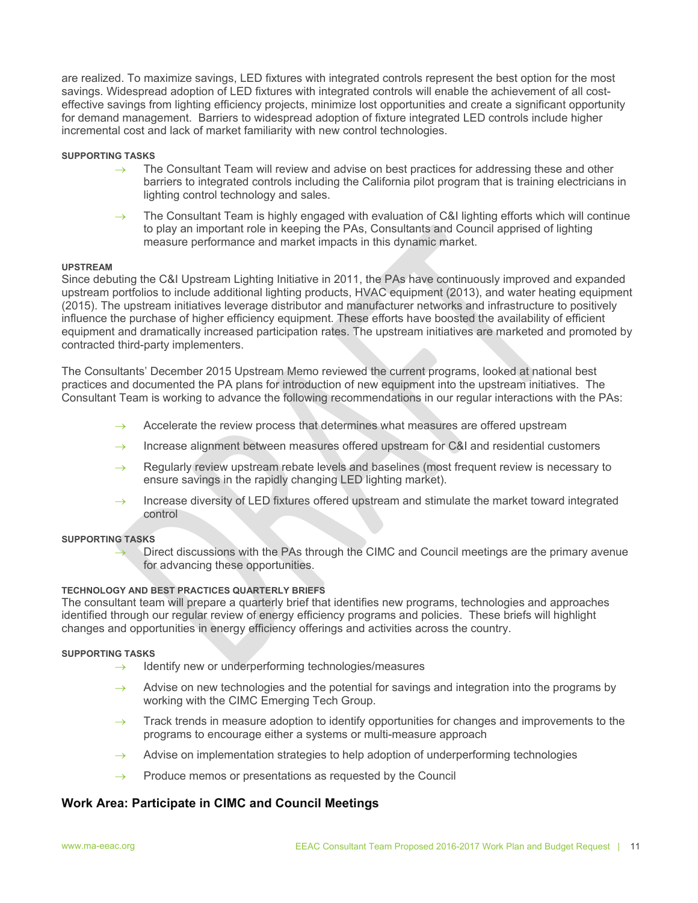are realized. To maximize savings, LED fixtures with integrated controls represent the best option for the most savings. Widespread adoption of LED fixtures with integrated controls will enable the achievement of all cost-effective savings from lighting efficiency projects, minimize lost opportunities and create a significant opportunity for demand management. Barriers to widespread adoption of fixture integrated LED controls include higher incremental cost and lack of market familiarity with new control technologies.

##### SUPPORTING TASKS

- → The Consultant Team will review and advise on best practices for addressing these and other barriers to integrated controls including the California pilot program that is training electricians in lighting control technology and sales.
- → The Consultant Team is highly engaged with evaluation of C&I lighting efforts which will continue to play an important role in keeping the PAs, Consultants and Council apprised of lighting measure performance and market impacts in this dynamic market.

##### UPSTREAM

Since debuting the C&I Upstream Lighting Initiative in 2011, the PAs have continuously improved and expanded upstream portfolios to include additional lighting products, HVAC equipment (2013), and water heating equipment (2015). The upstream initiatives leverage distributor and manufacturer networks and infrastructure to positively influence the purchase of higher efficiency equipment. These efforts have boosted the availability of efficient equipment and dramatically increased participation rates. The upstream initiatives are marketed and promoted by contracted third-party implementers.

The Consultants' December 2015 Upstream Memo reviewed the current programs, looked at national best practices and documented the PA plans for introduction of new equipment into the upstream initiatives. The Consultant Team is working to advance the following recommendations in our regular interactions with the PAs:

- → Accelerate the review process that determines what measures are offered upstream
- → Increase alignment between measures offered upstream for C&I and residential customers
- → Regularly review upstream rebate levels and baselines (most frequent review is necessary to ensure savings in the rapidly changing LED lighting market).
- → Increase diversity of LED fixtures offered upstream and stimulate the market toward integrated control

##### SUPPORTING TASKS

- → Direct discussions with the PAs through the CIMC and Council meetings are the primary avenue for advancing these opportunities.

##### TECHNOLOGY AND BEST PRACTICES QUARTERLY BRIEFS

The consultant team will prepare a quarterly brief that identifies new programs, technologies and approaches identified through our regular review of energy efficiency programs and policies. These briefs will highlight changes and opportunities in energy efficiency offerings and activities across the country.

##### SUPPORTING TASKS

- → Identify new or underperforming technologies/measures
- → Advise on new technologies and the potential for savings and integration into the programs by working with the CIMC Emerging Tech Group.
- → Track trends in measure adoption to identify opportunities for changes and improvements to the programs to encourage either a systems or multi-measure approach
- → Advise on implementation strategies to help adoption of underperforming technologies
- → Produce memos or presentations as requested by the Council

### Work Area: Participate in CIMC and Council Meetings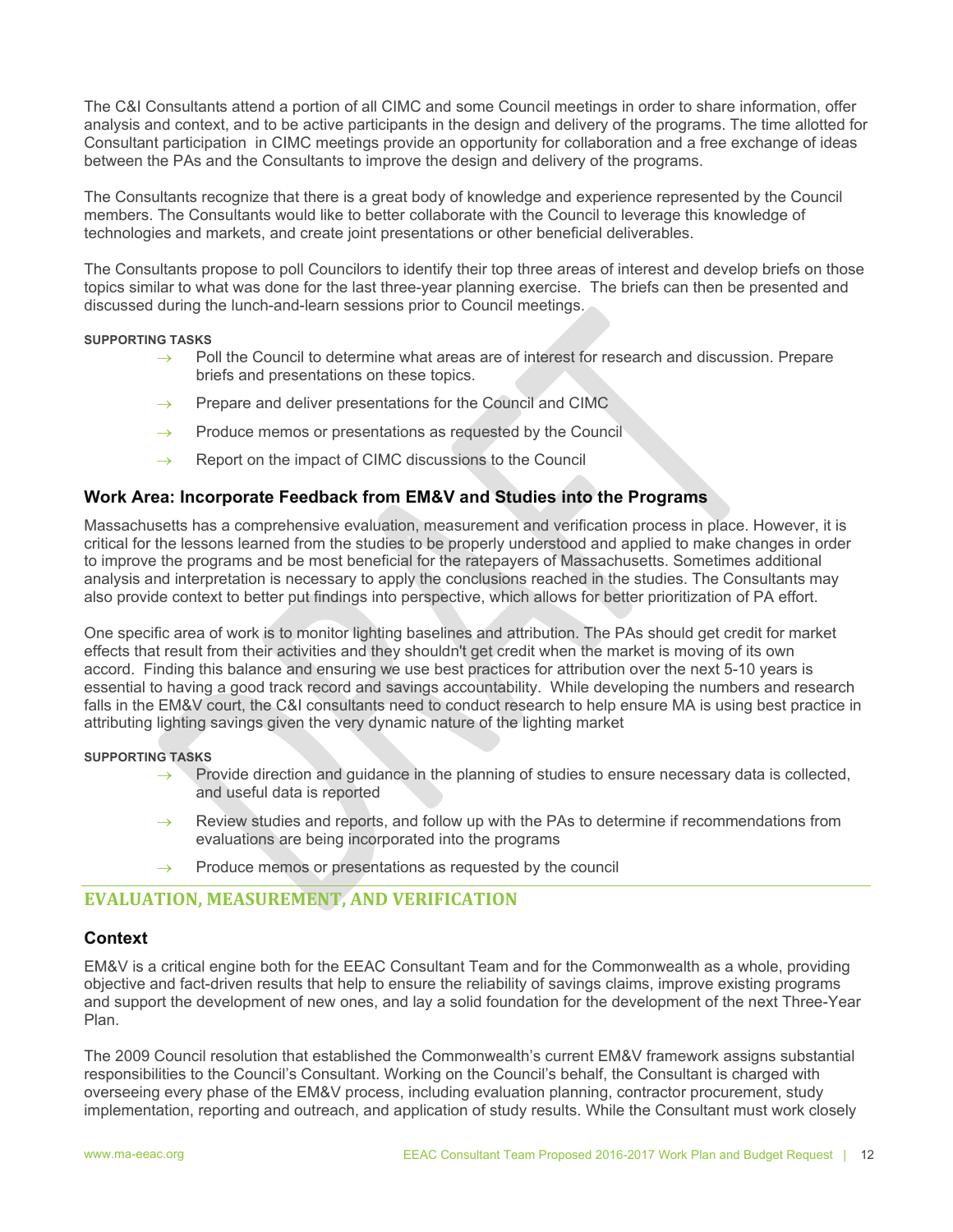The C&I Consultants attend a portion of all CIMC and some Council meetings in order to share information, offer analysis and context, and to be active participants in the design and delivery of the programs. The time allotted for Consultant participation in CIMC meetings provide an opportunity for collaboration and a free exchange of ideas between the PAs and the Consultants to improve the design and delivery of the programs.

The Consultants recognize that there is a great body of knowledge and experience represented by the Council members. The Consultants would like to better collaborate with the Council to leverage this knowledge of technologies and markets, and create joint presentations or other beneficial deliverables.

The Consultants propose to poll Councilors to identify their top three areas of interest and develop briefs on those topics similar to what was done for the last three-year planning exercise. The briefs can then be presented and discussed during the lunch-and-learn sessions prior to Council meetings.

**SUPPORTING TASKS**

- → Poll the Council to determine what areas are of interest for research and discussion. Prepare briefs and presentations on these topics.
- → Prepare and deliver presentations for the Council and CIMC
- → Produce memos or presentations as requested by the Council
- → Report on the impact of CIMC discussions to the Council

### Work Area: Incorporate Feedback from EM&V and Studies into the Programs

Massachusetts has a comprehensive evaluation, measurement and verification process in place. However, it is critical for the lessons learned from the studies to be properly understood and applied to make changes in order to improve the programs and be most beneficial for the ratepayers of Massachusetts. Sometimes additional analysis and interpretation is necessary to apply the conclusions reached in the studies. The Consultants may also provide context to better put findings into perspective, which allows for better prioritization of PA effort.

One specific area of work is to monitor lighting baselines and attribution. The PAs should get credit for market effects that result from their activities and they shouldn't get credit when the market is moving of its own accord. Finding this balance and ensuring we use best practices for attribution over the next 5-10 years is essential to having a good track record and savings accountability. While developing the numbers and research falls in the EM&V court, the C&I consultants need to conduct research to help ensure MA is using best practice in attributing lighting savings given the very dynamic nature of the lighting market

**SUPPORTING TASKS**

- → Provide direction and guidance in the planning of studies to ensure necessary data is collected, and useful data is reported
- → Review studies and reports, and follow up with the PAs to determine if recommendations from evaluations are being incorporated into the programs
- → Produce memos or presentations as requested by the council

## EVALUATION, MEASUREMENT, AND VERIFICATION

### Context

EM&V is a critical engine both for the EEAC Consultant Team and for the Commonwealth as a whole, providing objective and fact-driven results that help to ensure the reliability of savings claims, improve existing programs and support the development of new ones, and lay a solid foundation for the development of the next Three-Year Plan.

The 2009 Council resolution that established the Commonwealth's current EM&V framework assigns substantial responsibilities to the Council's Consultant. Working on the Council's behalf, the Consultant is charged with overseeing every phase of the EM&V process, including evaluation planning, contractor procurement, study implementation, reporting and outreach, and application of study results. While the Consultant must work closely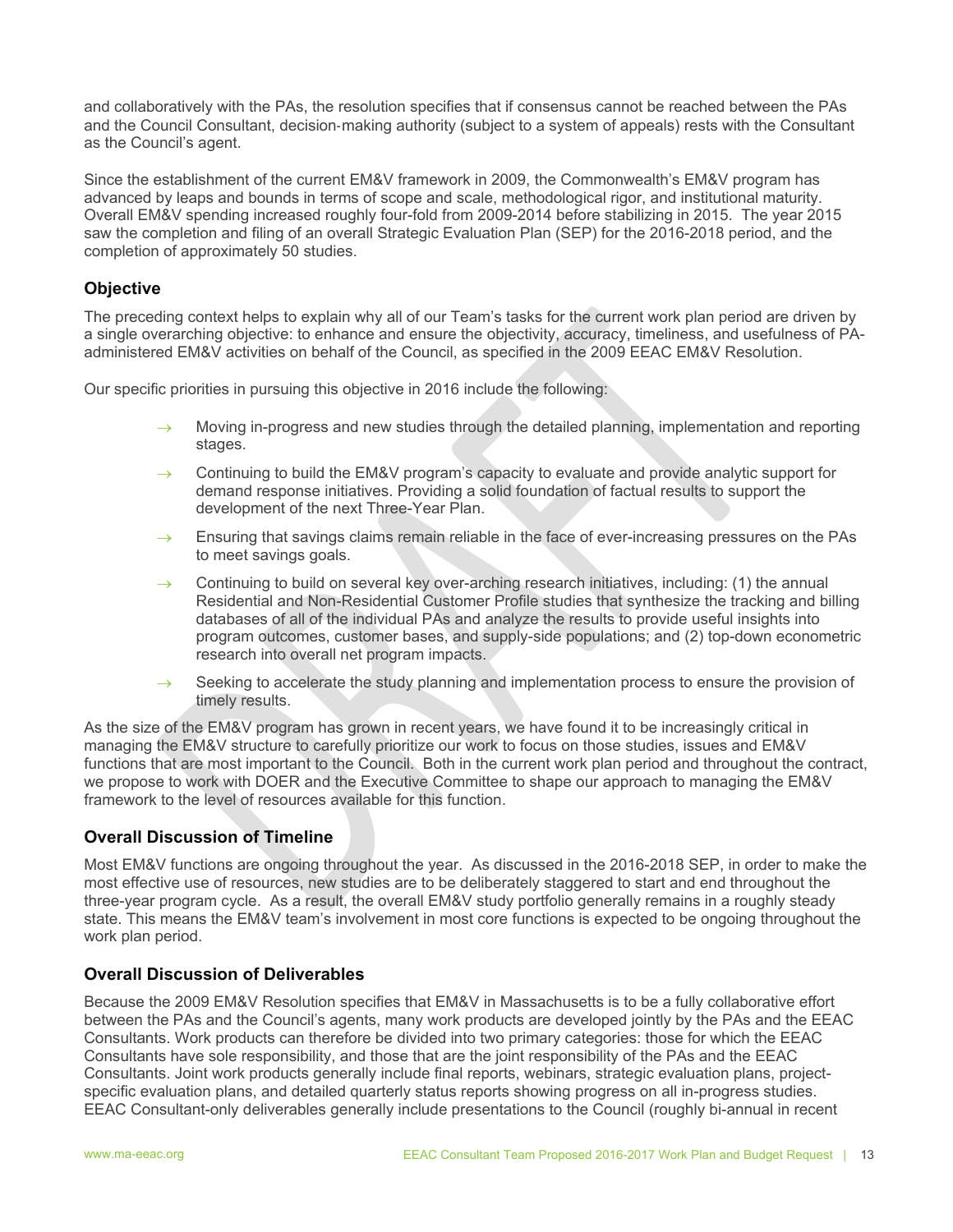and collaboratively with the PAs, the resolution specifies that if consensus cannot be reached between the PAs and the Council Consultant, decision-making authority (subject to a system of appeals) rests with the Consultant as the Council's agent.

Since the establishment of the current EM&V framework in 2009, the Commonwealth's EM&V program has advanced by leaps and bounds in terms of scope and scale, methodological rigor, and institutional maturity. Overall EM&V spending increased roughly four-fold from 2009-2014 before stabilizing in 2015. The year 2015 saw the completion and filing of an overall Strategic Evaluation Plan (SEP) for the 2016-2018 period, and the completion of approximately 50 studies.

### Objective

The preceding context helps to explain why all of our Team's tasks for the current work plan period are driven by a single overarching objective: to enhance and ensure the objectivity, accuracy, timeliness, and usefulness of PA-administered EM&V activities on behalf of the Council, as specified in the 2009 EEAC EM&V Resolution.

Our specific priorities in pursuing this objective in 2016 include the following:

- Moving in-progress and new studies through the detailed planning, implementation and reporting stages.
- Continuing to build the EM&V program's capacity to evaluate and provide analytic support for demand response initiatives. Providing a solid foundation of factual results to support the development of the next Three-Year Plan.
- Ensuring that savings claims remain reliable in the face of ever-increasing pressures on the PAs to meet savings goals.
- Continuing to build on several key over-arching research initiatives, including: (1) the annual Residential and Non-Residential Customer Profile studies that synthesize the tracking and billing databases of all of the individual PAs and analyze the results to provide useful insights into program outcomes, customer bases, and supply-side populations; and (2) top-down econometric research into overall net program impacts.
- Seeking to accelerate the study planning and implementation process to ensure the provision of timely results.

As the size of the EM&V program has grown in recent years, we have found it to be increasingly critical in managing the EM&V structure to carefully prioritize our work to focus on those studies, issues and EM&V functions that are most important to the Council. Both in the current work plan period and throughout the contract, we propose to work with DOER and the Executive Committee to shape our approach to managing the EM&V framework to the level of resources available for this function.

### Overall Discussion of Timeline

Most EM&V functions are ongoing throughout the year. As discussed in the 2016-2018 SEP, in order to make the most effective use of resources, new studies are to be deliberately staggered to start and end throughout the three-year program cycle. As a result, the overall EM&V study portfolio generally remains in a roughly steady state. This means the EM&V team's involvement in most core functions is expected to be ongoing throughout the work plan period.

### Overall Discussion of Deliverables

Because the 2009 EM&V Resolution specifies that EM&V in Massachusetts is to be a fully collaborative effort between the PAs and the Council's agents, many work products are developed jointly by the PAs and the EEAC Consultants. Work products can therefore be divided into two primary categories: those for which the EEAC Consultants have sole responsibility, and those that are the joint responsibility of the PAs and the EEAC Consultants. Joint work products generally include final reports, webinars, strategic evaluation plans, project-specific evaluation plans, and detailed quarterly status reports showing progress on all in-progress studies. EEAC Consultant-only deliverables generally include presentations to the Council (roughly bi-annual in recent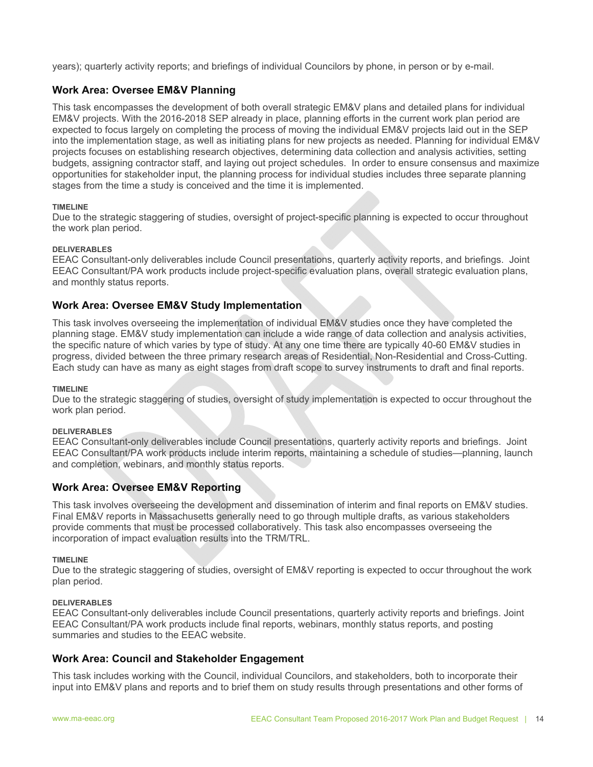years); quarterly activity reports; and briefings of individual Councilors by phone, in person or by e-mail.

## Work Area: Oversee EM&V Planning

This task encompasses the development of both overall strategic EM&V plans and detailed plans for individual EM&V projects. With the 2016-2018 SEP already in place, planning efforts in the current work plan period are expected to focus largely on completing the process of moving the individual EM&V projects laid out in the SEP into the implementation stage, as well as initiating plans for new projects as needed. Planning for individual EM&V projects focuses on establishing research objectives, determining data collection and analysis activities, setting budgets, assigning contractor staff, and laying out project schedules. In order to ensure consensus and maximize opportunities for stakeholder input, the planning process for individual studies includes three separate planning stages from the time a study is conceived and the time it is implemented.

#### TIMELINE

Due to the strategic staggering of studies, oversight of project-specific planning is expected to occur throughout the work plan period.

#### DELIVERABLES

EEAC Consultant-only deliverables include Council presentations, quarterly activity reports, and briefings. Joint EEAC Consultant/PA work products include project-specific evaluation plans, overall strategic evaluation plans, and monthly status reports.

## Work Area: Oversee EM&V Study Implementation

This task involves overseeing the implementation of individual EM&V studies once they have completed the planning stage. EM&V study implementation can include a wide range of data collection and analysis activities, the specific nature of which varies by type of study. At any one time there are typically 40-60 EM&V studies in progress, divided between the three primary research areas of Residential, Non-Residential and Cross-Cutting. Each study can have as many as eight stages from draft scope to survey instruments to draft and final reports.

#### TIMELINE

Due to the strategic staggering of studies, oversight of study implementation is expected to occur throughout the work plan period.

#### DELIVERABLES

EEAC Consultant-only deliverables include Council presentations, quarterly activity reports and briefings. Joint EEAC Consultant/PA work products include interim reports, maintaining a schedule of studies—planning, launch and completion, webinars, and monthly status reports.

## Work Area: Oversee EM&V Reporting

This task involves overseeing the development and dissemination of interim and final reports on EM&V studies. Final EM&V reports in Massachusetts generally need to go through multiple drafts, as various stakeholders provide comments that must be processed collaboratively. This task also encompasses overseeing the incorporation of impact evaluation results into the TRM/TRL.

#### TIMELINE

Due to the strategic staggering of studies, oversight of EM&V reporting is expected to occur throughout the work plan period.

#### DELIVERABLES

EEAC Consultant-only deliverables include Council presentations, quarterly activity reports and briefings. Joint EEAC Consultant/PA work products include final reports, webinars, monthly status reports, and posting summaries and studies to the EEAC website.

## Work Area: Council and Stakeholder Engagement

This task includes working with the Council, individual Councilors, and stakeholders, both to incorporate their input into EM&V plans and reports and to brief them on study results through presentations and other forms of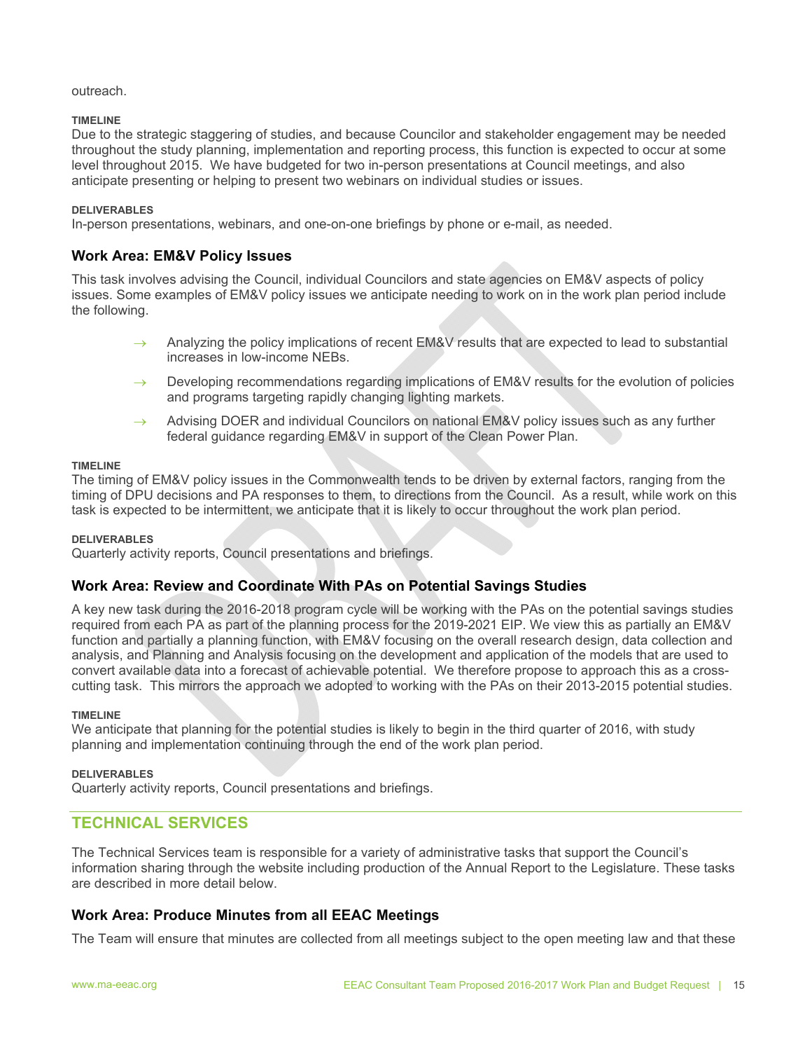outreach.

**TIMELINE**

Due to the strategic staggering of studies, and because Councilor and stakeholder engagement may be needed throughout the study planning, implementation and reporting process, this function is expected to occur at some level throughout 2015. We have budgeted for two in-person presentations at Council meetings, and also anticipate presenting or helping to present two webinars on individual studies or issues.

**DELIVERABLES**

In-person presentations, webinars, and one-on-one briefings by phone or e-mail, as needed.

### Work Area: EM&V Policy Issues

This task involves advising the Council, individual Councilors and state agencies on EM&V aspects of policy issues. Some examples of EM&V policy issues we anticipate needing to work on in the work plan period include the following.

- → Analyzing the policy implications of recent EM&V results that are expected to lead to substantial increases in low-income NEBs.
- → Developing recommendations regarding implications of EM&V results for the evolution of policies and programs targeting rapidly changing lighting markets.
- → Advising DOER and individual Councilors on national EM&V policy issues such as any further federal guidance regarding EM&V in support of the Clean Power Plan.

**TIMELINE**

The timing of EM&V policy issues in the Commonwealth tends to be driven by external factors, ranging from the timing of DPU decisions and PA responses to them, to directions from the Council. As a result, while work on this task is expected to be intermittent, we anticipate that it is likely to occur throughout the work plan period.

**DELIVERABLES**

Quarterly activity reports, Council presentations and briefings.

### Work Area: Review and Coordinate With PAs on Potential Savings Studies

A key new task during the 2016-2018 program cycle will be working with the PAs on the potential savings studies required from each PA as part of the planning process for the 2019-2021 EIP. We view this as partially an EM&V function and partially a planning function, with EM&V focusing on the overall research design, data collection and analysis, and Planning and Analysis focusing on the development and application of the models that are used to convert available data into a forecast of achievable potential. We therefore propose to approach this as a cross-cutting task. This mirrors the approach we adopted to working with the PAs on their 2013-2015 potential studies.

**TIMELINE**

We anticipate that planning for the potential studies is likely to begin in the third quarter of 2016, with study planning and implementation continuing through the end of the work plan period.

**DELIVERABLES**

Quarterly activity reports, Council presentations and briefings.

## TECHNICAL SERVICES

The Technical Services team is responsible for a variety of administrative tasks that support the Council's information sharing through the website including production of the Annual Report to the Legislature. These tasks are described in more detail below.

### Work Area: Produce Minutes from all EEAC Meetings

The Team will ensure that minutes are collected from all meetings subject to the open meeting law and that these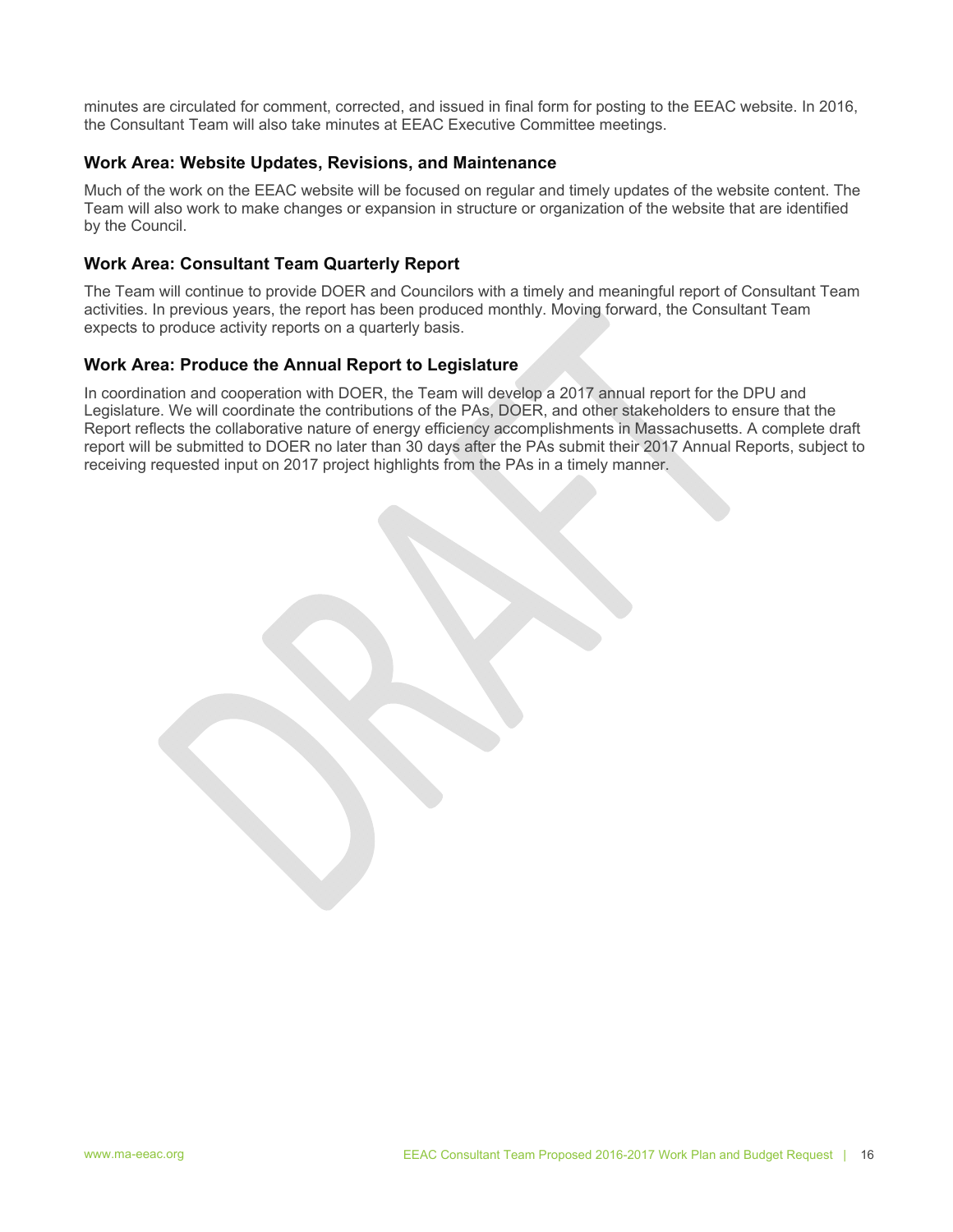minutes are circulated for comment, corrected, and issued in final form for posting to the EEAC website. In 2016, the Consultant Team will also take minutes at EEAC Executive Committee meetings.

### Work Area: Website Updates, Revisions, and Maintenance

Much of the work on the EEAC website will be focused on regular and timely updates of the website content. The Team will also work to make changes or expansion in structure or organization of the website that are identified by the Council.

### Work Area: Consultant Team Quarterly Report

The Team will continue to provide DOER and Councilors with a timely and meaningful report of Consultant Team activities. In previous years, the report has been produced monthly. Moving forward, the Consultant Team expects to produce activity reports on a quarterly basis.

### Work Area: Produce the Annual Report to Legislature

In coordination and cooperation with DOER, the Team will develop a 2017 annual report for the DPU and Legislature. We will coordinate the contributions of the PAs, DOER, and other stakeholders to ensure that the Report reflects the collaborative nature of energy efficiency accomplishments in Massachusetts. A complete draft report will be submitted to DOER no later than 30 days after the PAs submit their 2017 Annual Reports, subject to receiving requested input on 2017 project highlights from the PAs in a timely manner.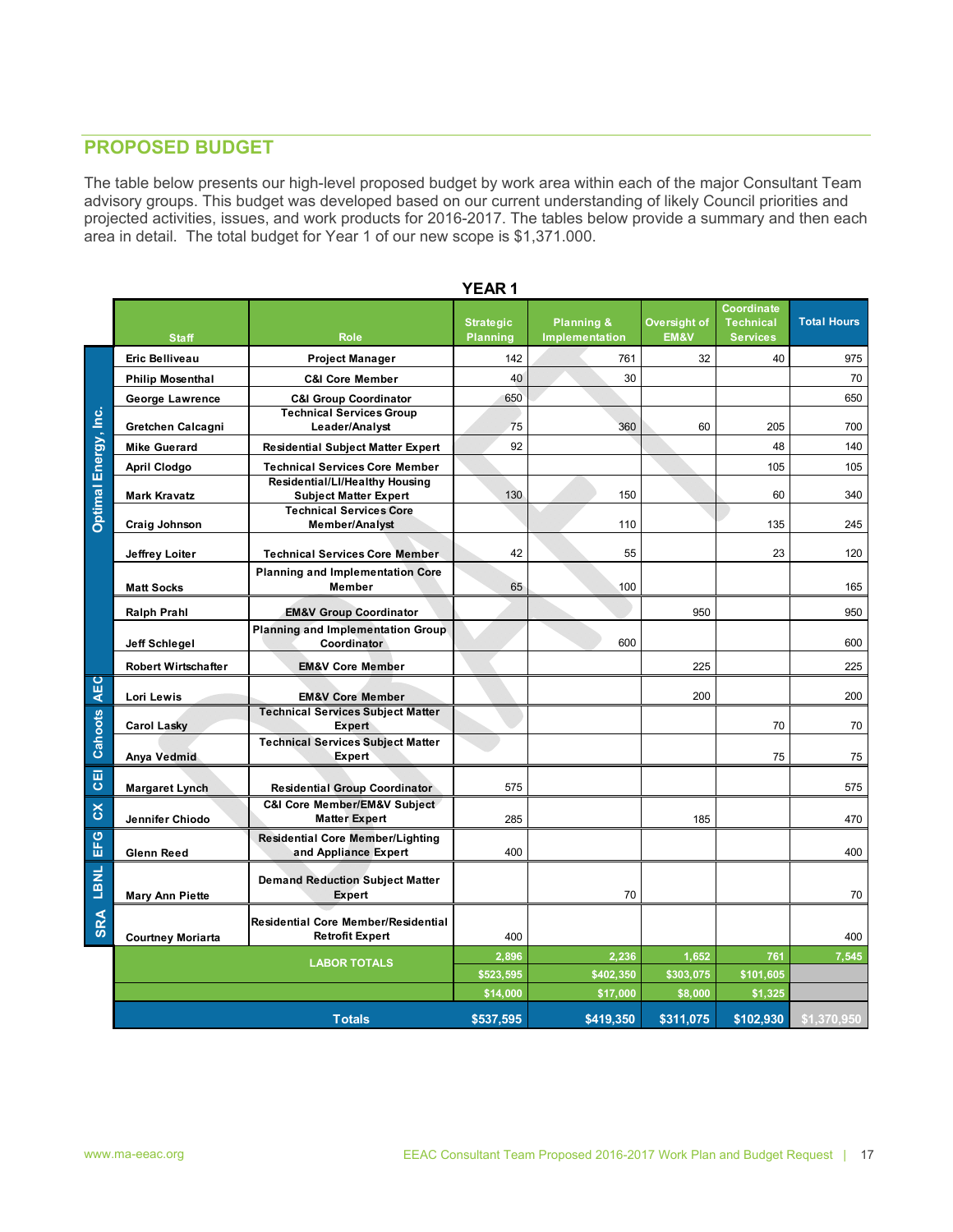## PROPOSED BUDGET

The table below presents our high-level proposed budget by work area within each of the major Consultant Team advisory groups. This budget was developed based on our current understanding of likely Council priorities and projected activities, issues, and work products for 2016-2017. The tables below provide a summary and then each area in detail. The total budget for Year 1 of our new scope is $1,371.000.

**YEAR 1**

| | Staff | Role | Strategic Planning | Planning & Implementation | Oversight of EM&V | Coordinate Technical Services | Total Hours |
|---|---|---|---|---|---|---|---|
| Optimal Energy, Inc. | Eric Belliveau | Project Manager | 142 | 761 | 32 | 40 | 975 |
| Optimal Energy, Inc. | Philip Mosenthal | C&I Core Member | 40 | 30 | | | 70 |
| Optimal Energy, Inc. | George Lawrence | C&I Group Coordinator | 650 | | | | 650 |
| Optimal Energy, Inc. | Gretchen Calcagni | Technical Services Group Leader/Analyst | 75 | 360 | 60 | 205 | 700 |
| Optimal Energy, Inc. | Mike Guerard | Residential Subject Matter Expert | 92 | | | 48 | 140 |
| Optimal Energy, Inc. | April Clodgo | Technical Services Core Member | | | | 105 | 105 |
| Optimal Energy, Inc. | Mark Kravatz | Residential/LI/Healthy Housing Subject Matter Expert | 130 | 150 | | 60 | 340 |
| Optimal Energy, Inc. | Craig Johnson | Technical Services Core Member/Analyst | | 110 | | 135 | 245 |
| Optimal Energy, Inc. | Jeffrey Loiter | Technical Services Core Member | 42 | 55 | | 23 | 120 |
| Optimal Energy, Inc. | Matt Socks | Planning and Implementation Core Member | 65 | 100 | | | 165 |
| Optimal Energy, Inc. | Ralph Prahl | EM&V Group Coordinator | | | 950 | | 950 |
| Optimal Energy, Inc. | Jeff Schlegel | Planning and Implementation Group Coordinator | | 600 | | | 600 |
| Optimal Energy, Inc. | Robert Wirtschafter | EM&V Core Member | | | 225 | | 225 |
| AEC | Lori Lewis | EM&V Core Member | | | 200 | | 200 |
| Cahoots | Carol Lasky | Technical Services Subject Matter Expert | | | | 70 | 70 |
| Cahoots | Anya Vedmid | Technical Services Subject Matter Expert | | | | 75 | 75 |
| CEI | Margaret Lynch | Residential Group Coordinator | 575 | | | | 575 |
| CX | Jennifer Chiodo | C&I Core Member/EM&V Subject Matter Expert | 285 | | 185 | | 470 |
| EFG | Glenn Reed | Residential Core Member/Lighting and Appliance Expert | 400 | | | | 400 |
| LBNL | Mary Ann Piette | Demand Reduction Subject Matter Expert | | 70 | | | 70 |
| SRA | Courtney Moriarta | Residential Core Member/Residential Retrofit Expert | 400 | | | | 400 |
| | LABOR TOTALS | | 2,896 | 2,236 | 1,652 | 761 | 7,545 |
| | | | $523,595 | $402,350 | $303,075 | $101,605 | |
| | | | $14,000 | $17,000 | $8,000 | $1,325 | |
| | Totals | | $537,595 | $419,350 | $311,075 | $102,930 | $1,370,950 |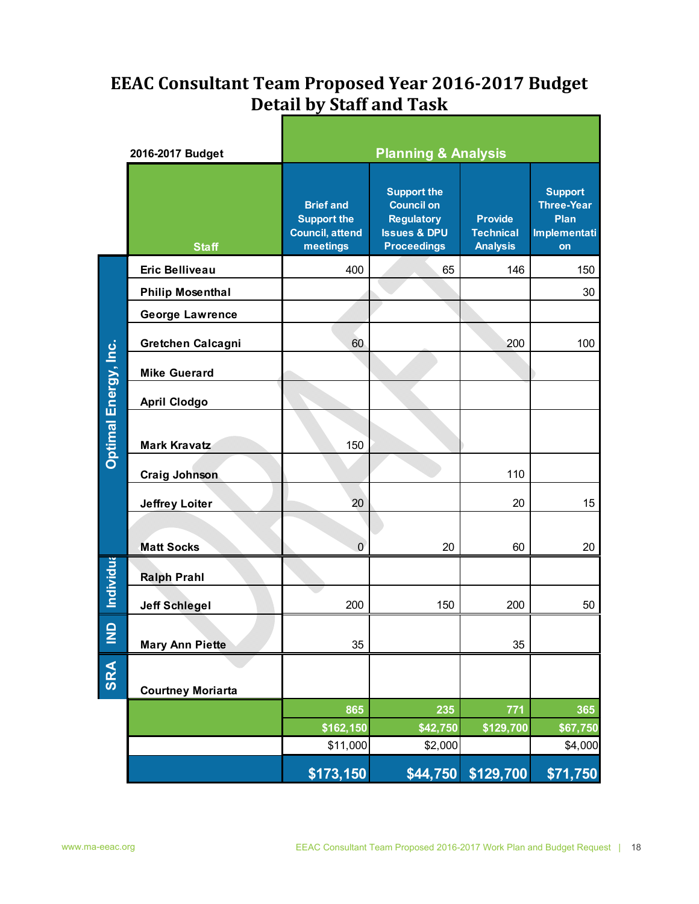# EEAC Consultant Team Proposed Year 2016-2017 Budget Detail by Staff and Task

| | 2016-2017 Budget | Planning & Analysis | | | |
|---|---|---|---|---|---|
| | Staff | Brief and Support the Council, attend meetings | Support the Council on Regulatory Issues & DPU Proceedings | Provide Technical Analysis | Support Three-Year Plan Implementation |
| Optimal Energy, Inc. | Eric Belliveau | 400 | 65 | 146 | 150 |
| | Philip Mosenthal | | | | 30 |
| | George Lawrence | | | | |
| | Gretchen Calcagni | 60 | | 200 | 100 |
| | Mike Guerard | | | | |
| | April Clodgo | | | | |
| | Mark Kravatz | 150 | | | |
| | Craig Johnson | | | 110 | |
| | Jeffrey Loiter | 20 | | 20 | 15 |
| | Matt Socks | 0 | 20 | 60 | 20 |
| Individua | Ralph Prahl | | | | |
| | Jeff Schlegel | 200 | 150 | 200 | 50 |
| IND | Mary Ann Piette | 35 | | 35 | |
| SRA | Courtney Moriarta | | | | |
| | | 865 | 235 | 771 | 365 |
| | | $162,150 | $42,750 | $129,700 | $67,750 |
| | | $11,000 | $2,000 | | $4,000 |
| | | $173,150 | $44,750 | $129,700 | $71,750 |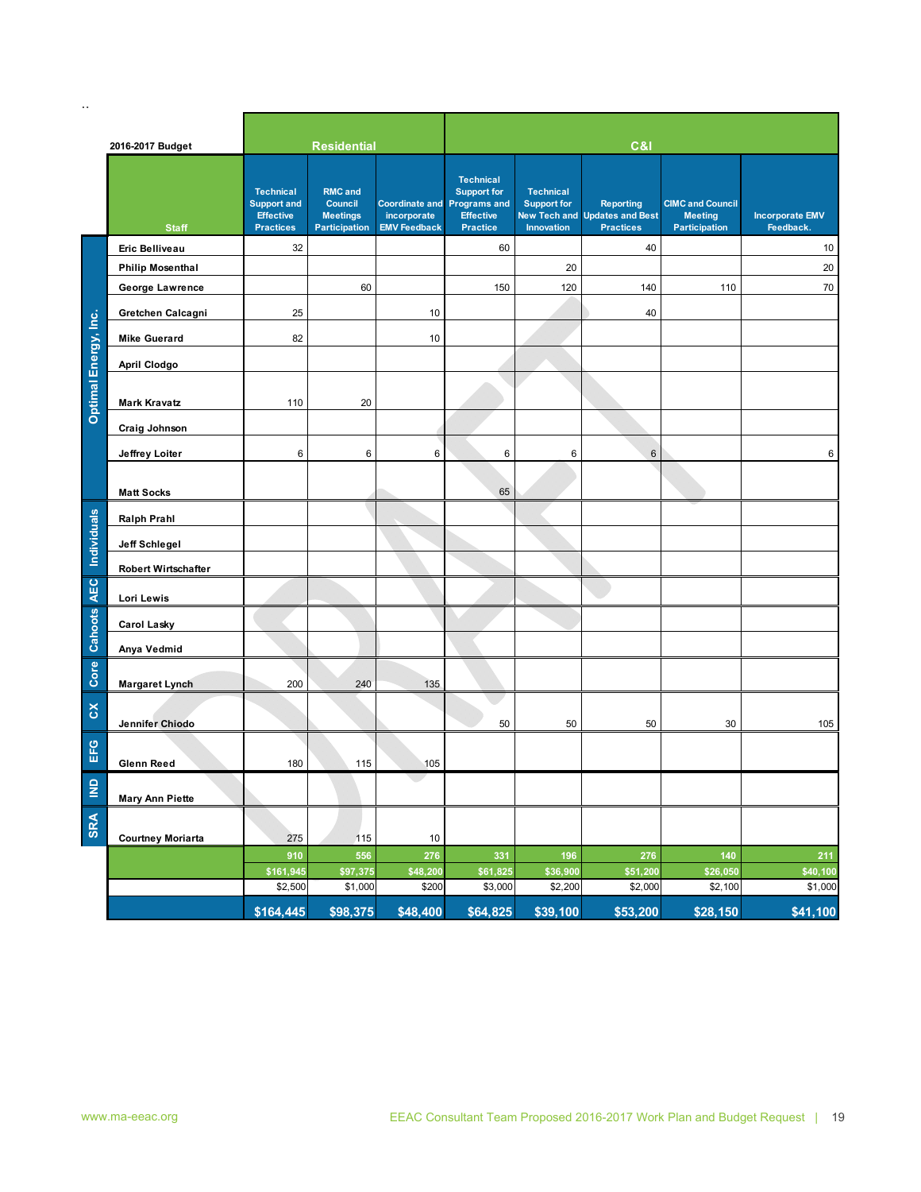..

| | 2016-2017 Budget | Residential | | | C&I | | | | |
|---|---|---|---|---|---|---|---|---|---|
| | Staff | Technical Support and Effective Practices | RMC and Council Meetings Participation | Coordinate and incorporate EMV Feedback | Technical Support for Programs and Effective Practice | Technical Support for New Tech and Innovation | Reporting Updates and Best Practices | CIMC and Council Meeting Participation | Incorporate EMV Feedback. |
| Optimal Energy, Inc. | Eric Belliveau | 32 | | | 60 | | 40 | | 10 |
| | Philip Mosenthal | | | | | 20 | | | 20 |
| | George Lawrence | | 60 | | 150 | 120 | 140 | 110 | 70 |
| | Gretchen Calcagni | 25 | | 10 | | | 40 | | |
| | Mike Guerard | 82 | | 10 | | | | | |
| | April Clodgo | | | | | | | | |
| | Mark Kravatz | 110 | 20 | | | | | | |
| | Craig Johnson | | | | | | | | |
| | Jeffrey Loiter | 6 | 6 | 6 | 6 | 6 | 6 | | 6 |
| | Matt Socks | | | | 65 | | | | |
| Individuals | Ralph Prahl | | | | | | | | |
| | Jeff Schlegel | | | | | | | | |
| | Robert Wirtschafter | | | | | | | | |
| AEC | Lori Lewis | | | | | | | | |
| Cahoots | Carol Lasky | | | | | | | | |
| | Anya Vedmid | | | | | | | | |
| Core | Margaret Lynch | 200 | 240 | 135 | | | | | |
| CX | Jennifer Chiodo | | | | 50 | 50 | 50 | 30 | 105 |
| EFG | Glenn Reed | 180 | 115 | 105 | | | | | |
| IND | Mary Ann Piette | | | | | | | | |
| SRA | Courtney Moriarta | 275 | 115 | 10 | | | | | |
| | | 910 | 556 | 276 | 331 | 196 | 276 | 140 | 211 |
| | | $161,945 | $97,375 | $48,200 | $61,825 | $36,900 | $51,200 | $26,050 | $40,100 |
| | | $2,500 | $1,000 | $200 | $3,000 | $2,200 | $2,000 | $2,100 | $1,000 |
| | | $164,445 | $98,375 | $48,400 | $64,825 | $39,100 | $53,200 | $28,150 | $41,100 |

www.ma-eeac.org

EEAC Consultant Team Proposed 2016-2017 Work Plan and Budget Request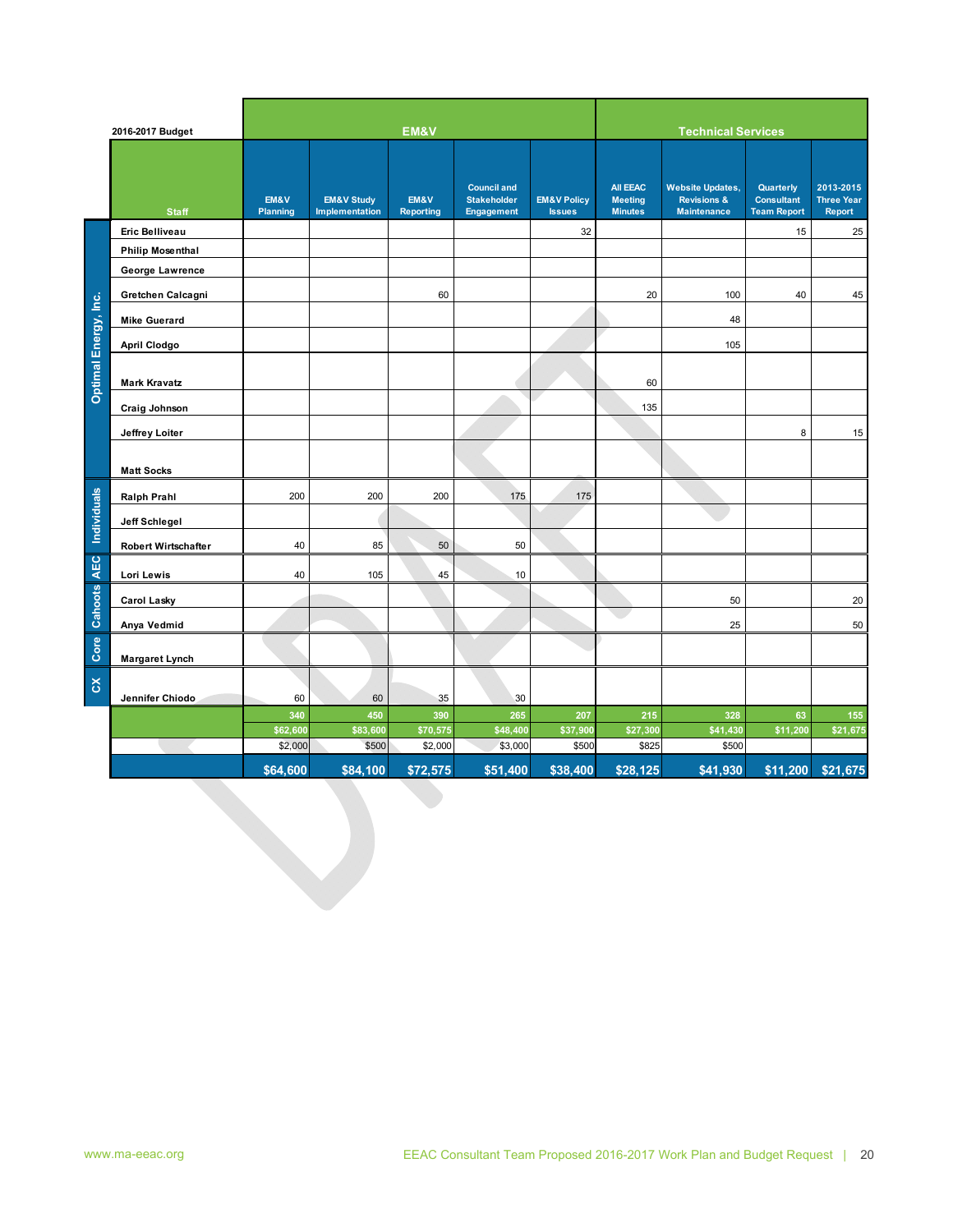| 2016-2017 Budget | | EM&V | | | | | Technical Services | | | |
|---|---|---|---|---|---|---|---|---|---|---|
| | Staff | EM&V Planning | EM&V Study Implementation | EM&V Reporting | Council and Stakeholder Engagement | EM&V Policy Issues | All EEAC Meeting Minutes | Website Updates, Revisions & Maintenance | Quarterly Consultant Team Report | 2013-2015 Three Year Report |
| Optimal Energy, Inc. | Eric Belliveau | | | | | 32 | | | 15 | 25 |
| | Philip Mosenthal | | | | | | | | | |
| | George Lawrence | | | | | | | | | |
| | Gretchen Calcagni | | | 60 | | | 20 | 100 | 40 | 45 |
| | Mike Guerard | | | | | | | 48 | | |
| | April Clodgo | | | | | | | 105 | | |
| | Mark Kravatz | | | | | | 60 | | | |
| | Craig Johnson | | | | | | 135 | | | |
| | Jeffrey Loiter | | | | | | | | 8 | 15 |
| | Matt Socks | | | | | | | | | |
| Individuals | Ralph Prahl | 200 | 200 | 200 | 175 | 175 | | | | |
| | Jeff Schlegel | | | | | | | | | |
| | Robert Wirtschafter | 40 | 85 | 50 | 50 | | | | | |
| AEC | Lori Lewis | 40 | 105 | 45 | 10 | | | | | |
| Cahoots | Carol Lasky | | | | | | | 50 | | 20 |
| | Anya Vedmid | | | | | | | 25 | | 50 |
| Core | Margaret Lynch | | | | | | | | | |
| CX | Jennifer Chiodo | 60 | 60 | 35 | 30 | | | | | |
| | | 340 | 450 | 390 | 265 | 207 | 215 | 328 | 63 | 155 |
| | | $62,600 | $83,600 | $70,575 | $48,400 | $37,900 | $27,300 | $41,430 | $11,200 | $21,675 |
| | | $2,000 | $500 | $2,000 | $3,000 | $500 | $825 | $500 | | |
| | | $64,600 | $84,100 | $72,575 | $51,400 | $38,400 | $28,125 | $41,930 | $11,200 | $21,675 |